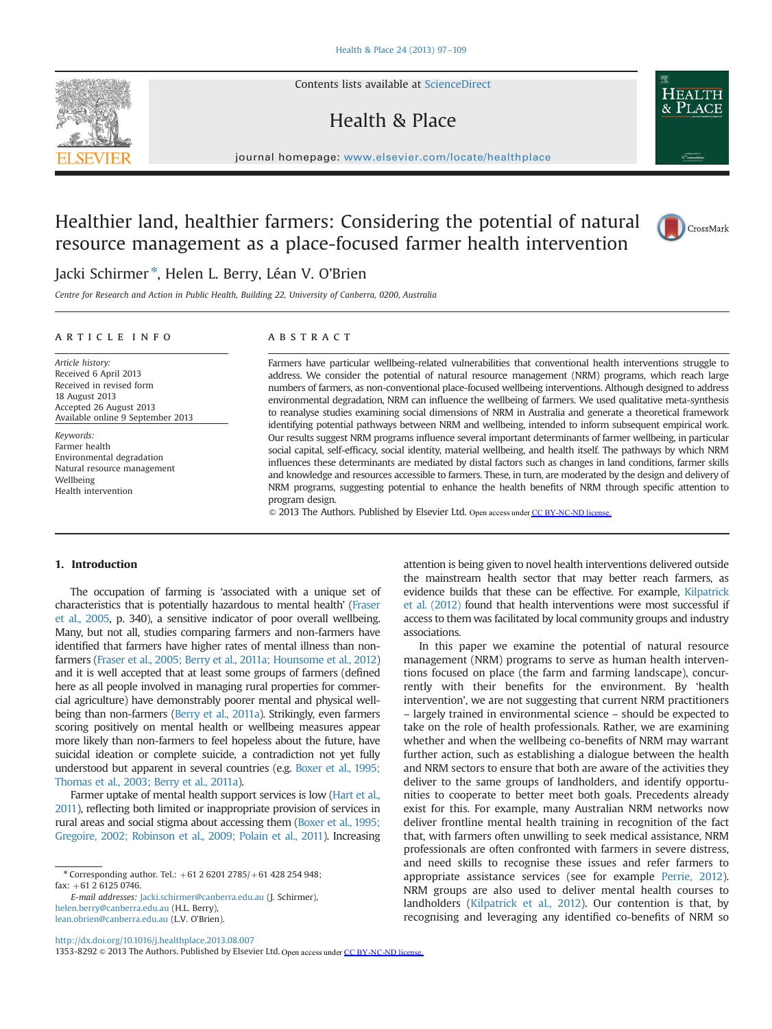# Healthier land, healthier farmers: Considering the potential of natural resource management as a place-focused farmer health intervention

Jacki Schirmer*, Helen L. Berry, Léan V. O'Brien

*Centre for Research and Action in Public Health, Building 22, University of Canberra, 0200, Australia*

## ARTICLE INFO

*Article history:*
Received 6 April 2013
Received in revised form
18 August 2013
Accepted 26 August 2013
Available online 9 September 2013

*Keywords:*
Farmer health
Environmental degradation
Natural resource management
Wellbeing
Health intervention

## ABSTRACT

Farmers have particular wellbeing-related vulnerabilities that conventional health interventions struggle to address. We consider the potential of natural resource management (NRM) programs, which reach large numbers of farmers, as non-conventional place-focused wellbeing interventions. Although designed to address environmental degradation, NRM can influence the wellbeing of farmers. We used qualitative meta-synthesis to reanalyse studies examining social dimensions of NRM in Australia and generate a theoretical framework identifying potential pathways between NRM and wellbeing, intended to inform subsequent empirical work. Our results suggest NRM programs influence several important determinants of farmer wellbeing, in particular social capital, self-efficacy, social identity, material wellbeing, and health itself. The pathways by which NRM influences these determinants are mediated by distal factors such as changes in land conditions, farmer skills and knowledge and resources accessible to farmers. These, in turn, are moderated by the design and delivery of NRM programs, suggesting potential to enhance the health benefits of NRM through specific attention to program design.

© 2013 The Authors. Published by Elsevier Ltd. Open access under CC BY-NC-ND license.

## 1. Introduction

The occupation of farming is 'associated with a unique set of characteristics that is potentially hazardous to mental health' (Fraser et al., 2005, p. 340), a sensitive indicator of poor overall wellbeing. Many, but not all, studies comparing farmers and non-farmers have identified that farmers have higher rates of mental illness than non-farmers (Fraser et al., 2005; Berry et al., 2011a; Hounsome et al., 2012) and it is well accepted that at least some groups of farmers (defined here as all people involved in managing rural properties for commercial agriculture) have demonstrably poorer mental and physical wellbeing than non-farmers (Berry et al., 2011a). Strikingly, even farmers scoring positively on mental health or wellbeing measures appear more likely than non-farmers to feel hopeless about the future, have suicidal ideation or complete suicide, a contradiction not yet fully understood but apparent in several countries (e.g. Boxer et al., 1995; Thomas et al., 2003; Berry et al., 2011a).

Farmer uptake of mental health support services is low (Hart et al., 2011), reflecting both limited or inappropriate provision of services in rural areas and social stigma about accessing them (Boxer et al., 1995; Gregoire, 2002; Robinson et al., 2009; Polain et al., 2011). Increasing attention is being given to novel health interventions delivered outside the mainstream health sector that may better reach farmers, as evidence builds that these can be effective. For example, Kilpatrick et al. (2012) found that health interventions were most successful if access to them was facilitated by local community groups and industry associations.

In this paper we examine the potential of natural resource management (NRM) programs to serve as human health interventions focused on place (the farm and farming landscape), concurrently with their benefits for the environment. By 'health intervention', we are not suggesting that current NRM practitioners – largely trained in environmental science – should be expected to take on the role of health professionals. Rather, we are examining whether and when the wellbeing co-benefits of NRM may warrant further action, such as establishing a dialogue between the health and NRM sectors to ensure that both are aware of the activities they deliver to the same groups of landholders, and identify opportunities to cooperate to better meet both goals. Precedents already exist for this. For example, many Australian NRM networks now deliver frontline mental health training in recognition of the fact that, with farmers often unwilling to seek medical assistance, NRM professionals are often confronted with farmers in severe distress, and need skills to recognise these issues and refer farmers to appropriate assistance services (see for example Perrie, 2012). NRM groups are also used to deliver mental health courses to landholders (Kilpatrick et al., 2012). Our contention is that, by recognising and leveraging any identified co-benefits of NRM so

---

* Corresponding author. Tel.: +61 2 6201 2785/+61 428 254 948; fax: +61 2 6125 0746.
*E-mail addresses:* Jacki.schirmer@canberra.edu.au (J. Schirmer), helen.berry@canberra.edu.au (H.L. Berry), lean.obrien@canberra.edu.au (L.V. O'Brien).

http://dx.doi.org/10.1016/j.healthplace.2013.08.007
1353-8292 © 2013 The Authors. Published by Elsevier Ltd. Open access under CC BY-NC-ND license.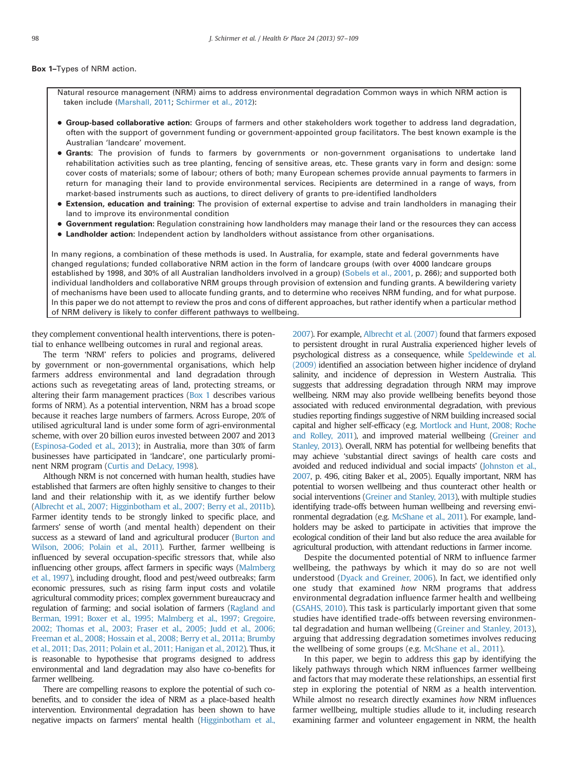**Box 1**–Types of NRM action.

Natural resource management (NRM) aims to address environmental degradation Common ways in which NRM action is taken include (Marshall, 2011; Schirmer et al., 2012):

- **Group-based collaborative action**: Groups of farmers and other stakeholders work together to address land degradation, often with the support of government funding or government-appointed group facilitators. The best known example is the Australian 'landcare' movement.
- **Grants**: The provision of funds to farmers by governments or non-government organisations to undertake land rehabilitation activities such as tree planting, fencing of sensitive areas, etc. These grants vary in form and design: some cover costs of materials; some of labour; others of both; many European schemes provide annual payments to farmers in return for managing their land to provide environmental services. Recipients are determined in a range of ways, from market-based instruments such as auctions, to direct delivery of grants to pre-identified landholders
- **Extension, education and training**: The provision of external expertise to advise and train landholders in managing their land to improve its environmental condition
- **Government regulation**: Regulation constraining how landholders may manage their land or the resources they can access
- **Landholder action**: Independent action by landholders without assistance from other organisations.

In many regions, a combination of these methods is used. In Australia, for example, state and federal governments have changed regulations; funded collaborative NRM action in the form of landcare groups (with over 4000 landcare groups established by 1998, and 30% of all Australian landholders involved in a group) (Sobels et al., 2001, p. 266); and supported both individual landholders and collaborative NRM groups through provision of extension and funding grants. A bewildering variety of mechanisms have been used to allocate funding grants, and to determine who receives NRM funding, and for what purpose. In this paper we do not attempt to review the pros and cons of different approaches, but rather identify when a particular method of NRM delivery is likely to confer different pathways to wellbeing.

they complement conventional health interventions, there is potential to enhance wellbeing outcomes in rural and regional areas.

The term 'NRM' refers to policies and programs, delivered by government or non-governmental organisations, which help farmers address environmental and land degradation through actions such as revegetating areas of land, protecting streams, or altering their farm management practices (Box 1 describes various forms of NRM). As a potential intervention, NRM has a broad scope because it reaches large numbers of farmers. Across Europe, 20% of utilised agricultural land is under some form of agri-environmental scheme, with over 20 billion euros invested between 2007 and 2013 (Espinosa-Goded et al., 2013); in Australia, more than 30% of farm businesses have participated in 'landcare', one particularly prominent NRM program (Curtis and DeLacy, 1998).

Although NRM is not concerned with human health, studies have established that farmers are often highly sensitive to changes to their land and their relationship with it, as we identify further below (Albrecht et al., 2007; Higginbotham et al., 2007; Berry et al., 2011b). Farmer identity tends to be strongly linked to specific place, and farmers' sense of worth (and mental health) dependent on their success as a steward of land and agricultural producer (Burton and Wilson, 2006; Polain et al., 2011). Further, farmer wellbeing is influenced by several occupation-specific stressors that, while also influencing other groups, affect farmers in specific ways (Malmberg et al., 1997), including drought, flood and pest/weed outbreaks; farm economic pressures, such as rising farm input costs and volatile agricultural commodity prices; complex government bureaucracy and regulation of farming; and social isolation of farmers (Ragland and Berman, 1991; Boxer et al., 1995; Malmberg et al., 1997; Gregoire, 2002; Thomas et al., 2003; Fraser et al., 2005; Judd et al., 2006; Freeman et al., 2008; Hossain et al., 2008; Berry et al., 2011a; Brumby et al., 2011; Das, 2011; Polain et al., 2011; Hanigan et al., 2012). Thus, it is reasonable to hypothesise that programs designed to address environmental and land degradation may also have co-benefits for farmer wellbeing.

There are compelling reasons to explore the potential of such co-benefits, and to consider the idea of NRM as a place-based health intervention. Environmental degradation has been shown to have negative impacts on farmers' mental health (Higginbotham et al., 2007). For example, Albrecht et al. (2007) found that farmers exposed to persistent drought in rural Australia experienced higher levels of psychological distress as a consequence, while Speldewinde et al. (2009) identified an association between higher incidence of dryland salinity, and incidence of depression in Western Australia. This suggests that addressing degradation through NRM may improve wellbeing. NRM may also provide wellbeing benefits beyond those associated with reduced environmental degradation, with previous studies reporting findings suggestive of NRM building increased social capital and higher self-efficacy (e.g. Mortlock and Hunt, 2008; Roche and Rolley, 2011), and improved material wellbeing (Greiner and Stanley, 2013). Overall, NRM has potential for wellbeing benefits that may achieve 'substantial direct savings of health care costs and avoided and reduced individual and social impacts' (Johnston et al., 2007, p. 496, citing Baker et al., 2005). Equally important, NRM has potential to worsen wellbeing and thus counteract other health or social interventions (Greiner and Stanley, 2013), with multiple studies identifying trade-offs between human wellbeing and reversing environmental degradation (e.g. McShane et al., 2011). For example, landholders may be asked to participate in activities that improve the ecological condition of their land but also reduce the area available for agricultural production, with attendant reductions in farmer income.

Despite the documented potential of NRM to influence farmer wellbeing, the pathways by which it may do so are not well understood (Dyack and Greiner, 2006). In fact, we identified only one study that examined *how* NRM programs that address environmental degradation influence farmer health and wellbeing (GSAHS, 2010). This task is particularly important given that some studies have identified trade-offs between reversing environmental degradation and human wellbeing (Greiner and Stanley, 2013), arguing that addressing degradation sometimes involves reducing the wellbeing of some groups (e.g. McShane et al., 2011).

In this paper, we begin to address this gap by identifying the likely pathways through which NRM influences farmer wellbeing and factors that may moderate these relationships, an essential first step in exploring the potential of NRM as a health intervention. While almost no research directly examines *how* NRM influences farmer wellbeing, multiple studies allude to it, including research examining farmer and volunteer engagement in NRM, the health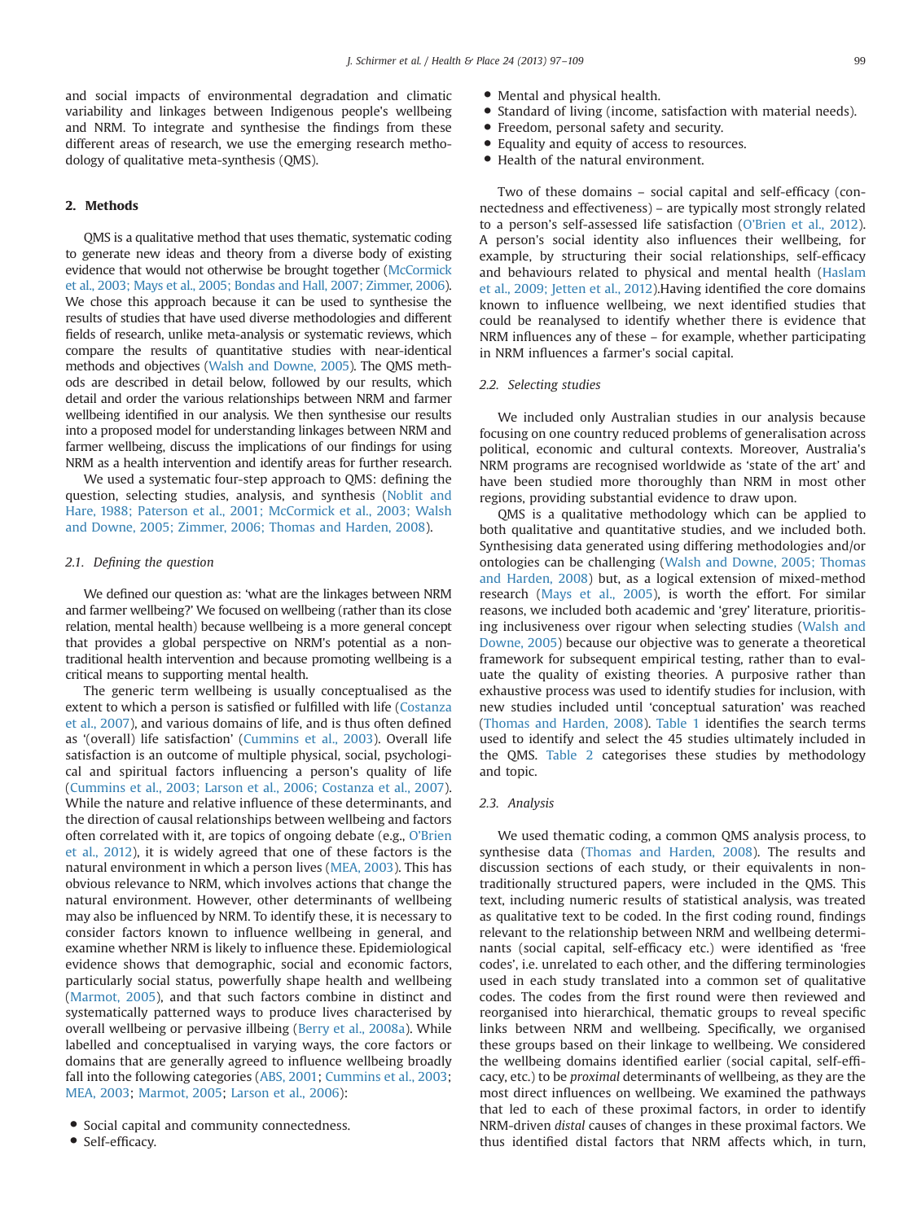and social impacts of environmental degradation and climatic variability and linkages between Indigenous people's wellbeing and NRM. To integrate and synthesise the findings from these different areas of research, we use the emerging research methodology of qualitative meta-synthesis (QMS).

## 2. Methods

QMS is a qualitative method that uses thematic, systematic coding to generate new ideas and theory from a diverse body of existing evidence that would not otherwise be brought together (McCormick et al., 2003; Mays et al., 2005; Bondas and Hall, 2007; Zimmer, 2006). We chose this approach because it can be used to synthesise the results of studies that have used diverse methodologies and different fields of research, unlike meta-analysis or systematic reviews, which compare the results of quantitative studies with near-identical methods and objectives (Walsh and Downe, 2005). The QMS methods are described in detail below, followed by our results, which detail and order the various relationships between NRM and farmer wellbeing identified in our analysis. We then synthesise our results into a proposed model for understanding linkages between NRM and farmer wellbeing, discuss the implications of our findings for using NRM as a health intervention and identify areas for further research.

We used a systematic four-step approach to QMS: defining the question, selecting studies, analysis, and synthesis (Noblit and Hare, 1988; Paterson et al., 2001; McCormick et al., 2003; Walsh and Downe, 2005; Zimmer, 2006; Thomas and Harden, 2008).

### 2.1. Defining the question

We defined our question as: 'what are the linkages between NRM and farmer wellbeing?' We focused on wellbeing (rather than its close relation, mental health) because wellbeing is a more general concept that provides a global perspective on NRM's potential as a non-traditional health intervention and because promoting wellbeing is a critical means to supporting mental health.

The generic term wellbeing is usually conceptualised as the extent to which a person is satisfied or fulfilled with life (Costanza et al., 2007), and various domains of life, and is thus often defined as '(overall) life satisfaction' (Cummins et al., 2003). Overall life satisfaction is an outcome of multiple physical, social, psychological and spiritual factors influencing a person's quality of life (Cummins et al., 2003; Larson et al., 2006; Costanza et al., 2007). While the nature and relative influence of these determinants, and the direction of causal relationships between wellbeing and factors often correlated with it, are topics of ongoing debate (e.g., O'Brien et al., 2012), it is widely agreed that one of these factors is the natural environment in which a person lives (MEA, 2003). This has obvious relevance to NRM, which involves actions that change the natural environment. However, other determinants of wellbeing may also be influenced by NRM. To identify these, it is necessary to consider factors known to influence wellbeing in general, and examine whether NRM is likely to influence these. Epidemiological evidence shows that demographic, social and economic factors, particularly social status, powerfully shape health and wellbeing (Marmot, 2005), and that such factors combine in distinct and systematically patterned ways to produce lives characterised by overall wellbeing or pervasive illbeing (Berry et al., 2008a). While labelled and conceptualised in varying ways, the core factors or domains that are generally agreed to influence wellbeing broadly fall into the following categories (ABS, 2001; Cummins et al., 2003; MEA, 2003; Marmot, 2005; Larson et al., 2006):

- Social capital and community connectedness.
- Self-efficacy.
- Mental and physical health.
- Standard of living (income, satisfaction with material needs).
- Freedom, personal safety and security.
- Equality and equity of access to resources.
- Health of the natural environment.

Two of these domains – social capital and self-efficacy (connectedness and effectiveness) – are typically most strongly related to a person's self-assessed life satisfaction (O'Brien et al., 2012). A person's social identity also influences their wellbeing, for example, by structuring their social relationships, self-efficacy and behaviours related to physical and mental health (Haslam et al., 2009; Jetten et al., 2012).Having identified the core domains known to influence wellbeing, we next identified studies that could be reanalysed to identify whether there is evidence that NRM influences any of these – for example, whether participating in NRM influences a farmer's social capital.

### 2.2. Selecting studies

We included only Australian studies in our analysis because focusing on one country reduced problems of generalisation across political, economic and cultural contexts. Moreover, Australia's NRM programs are recognised worldwide as 'state of the art' and have been studied more thoroughly than NRM in most other regions, providing substantial evidence to draw upon.

QMS is a qualitative methodology which can be applied to both qualitative and quantitative studies, and we included both. Synthesising data generated using differing methodologies and/or ontologies can be challenging (Walsh and Downe, 2005; Thomas and Harden, 2008) but, as a logical extension of mixed-method research (Mays et al., 2005), is worth the effort. For similar reasons, we included both academic and 'grey' literature, prioritising inclusiveness over rigour when selecting studies (Walsh and Downe, 2005) because our objective was to generate a theoretical framework for subsequent empirical testing, rather than to evaluate the quality of existing theories. A purposive rather than exhaustive process was used to identify studies for inclusion, with new studies included until 'conceptual saturation' was reached (Thomas and Harden, 2008). Table 1 identifies the search terms used to identify and select the 45 studies ultimately included in the QMS. Table 2 categorises these studies by methodology and topic.

### 2.3. Analysis

We used thematic coding, a common QMS analysis process, to synthesise data (Thomas and Harden, 2008). The results and discussion sections of each study, or their equivalents in non-traditionally structured papers, were included in the QMS. This text, including numeric results of statistical analysis, was treated as qualitative text to be coded. In the first coding round, findings relevant to the relationship between NRM and wellbeing determinants (social capital, self-efficacy etc.) were identified as 'free codes', i.e. unrelated to each other, and the differing terminologies used in each study translated into a common set of qualitative codes. The codes from the first round were then reviewed and reorganised into hierarchical, thematic groups to reveal specific links between NRM and wellbeing. Specifically, we organised these groups based on their linkage to wellbeing. We considered the wellbeing domains identified earlier (social capital, self-efficacy, etc.) to be *proximal* determinants of wellbeing, as they are the most direct influences on wellbeing. We examined the pathways that led to each of these proximal factors, in order to identify NRM-driven *distal* causes of changes in these proximal factors. We thus identified distal factors that NRM affects which, in turn,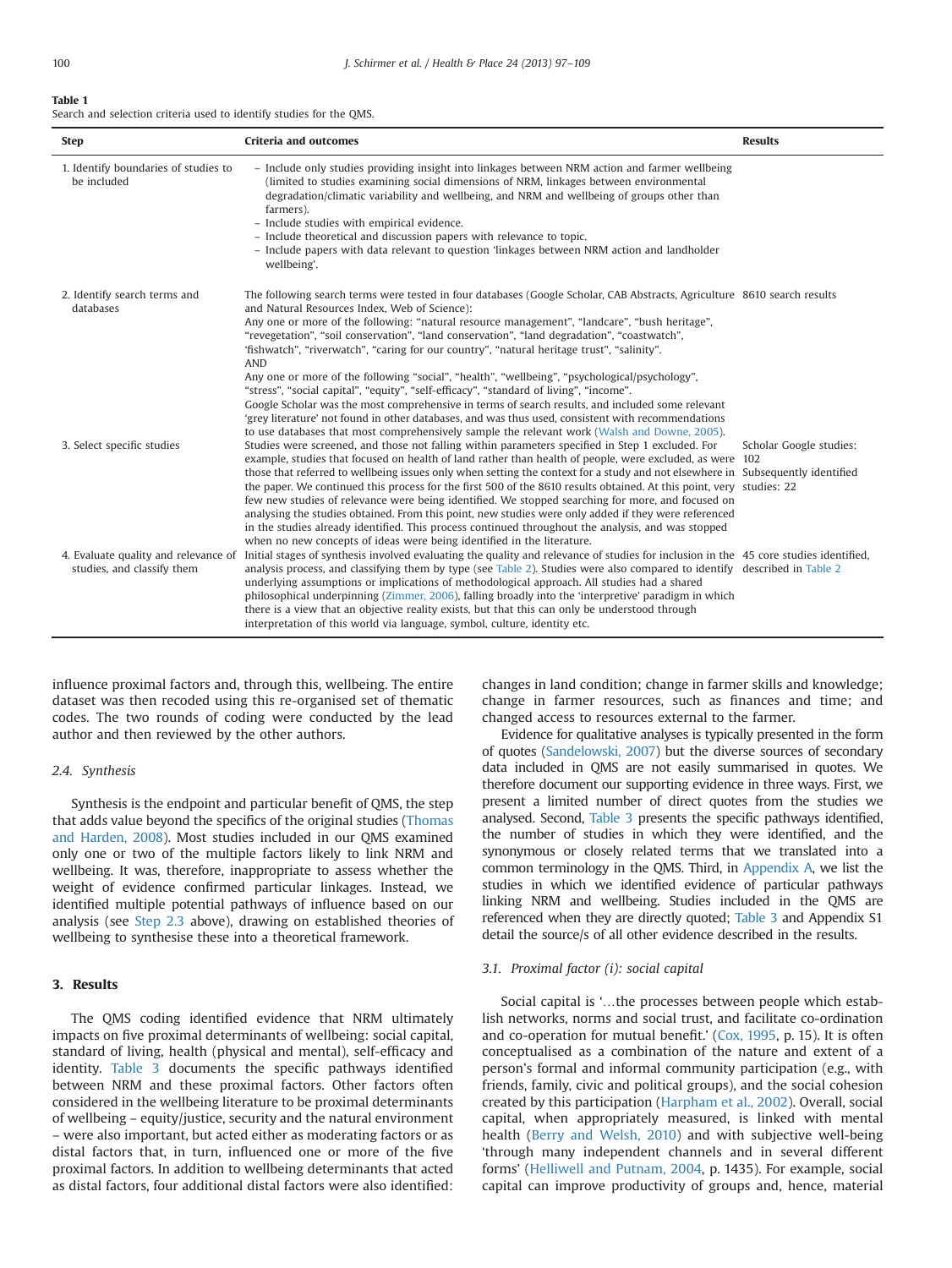**Table 1**
Search and selection criteria used to identify studies for the QMS.

| Step | Criteria and outcomes | Results |
|---|---|---|
| 1. Identify boundaries of studies to be included | – Include only studies providing insight into linkages between NRM action and farmer wellbeing (limited to studies examining social dimensions of NRM, linkages between environmental degradation/climatic variability and wellbeing, and NRM and wellbeing of groups other than farmers).<br>– Include studies with empirical evidence.<br>– Include theoretical and discussion papers with relevance to topic.<br>– Include papers with data relevant to question 'linkages between NRM action and landholder wellbeing'. | |
| 2. Identify search terms and databases | The following search terms were tested in four databases (Google Scholar, CAB Abstracts, Agriculture and Natural Resources Index, Web of Science):<br>Any one or more of the following: "natural resource management", "landcare", "bush heritage", "revegetation", "soil conservation", "land conservation", "land degradation", "coastwatch", 'fishwatch", "riverwatch", "caring for our country", "natural heritage trust", "salinity".<br>AND<br>Any one or more of the following "social", "health", "wellbeing", "psychological/psychology", "stress", "social capital", "equity", "self-efficacy", "standard of living", "income".<br>Google Scholar was the most comprehensive in terms of search results, and included some relevant 'grey literature' not found in other databases, and was thus used, consistent with recommendations to use databases that most comprehensively sample the relevant work (Walsh and Downe, 2005). | 8610 search results |
| 3. Select specific studies | Studies were screened, and those not falling within parameters specified in Step 1 excluded. For example, studies that focused on health of land rather than health of people, were excluded, as were those that referred to wellbeing issues only when setting the context for a study and not elsewhere in the paper. We continued this process for the first 500 of the 8610 results obtained. At this point, very few new studies of relevance were being identified. We stopped searching for more, and focused on analysing the studies obtained. From this point, new studies were only added if they were referenced in the studies already identified. This process continued throughout the analysis, and was stopped when no new concepts of ideas were being identified in the literature. | Scholar Google studies: 102<br>Subsequently identified studies: 22 |
| 4. Evaluate quality and relevance of studies, and classify them | Initial stages of synthesis involved evaluating the quality and relevance of studies for inclusion in the analysis process, and classifying them by type (see Table 2). Studies were also compared to identify underlying assumptions or implications of methodological approach. All studies had a shared philosophical underpinning (Zimmer, 2006), falling broadly into the 'interpretive' paradigm in which there is a view that an objective reality exists, but that this can only be understood through interpretation of this world via language, symbol, culture, identity etc. | 45 core studies identified, described in Table 2 |

influence proximal factors and, through this, wellbeing. The entire dataset was then recoded using this re-organised set of thematic codes. The two rounds of coding were conducted by the lead author and then reviewed by the other authors.

### 2.4. Synthesis

Synthesis is the endpoint and particular benefit of QMS, the step that adds value beyond the specifics of the original studies (Thomas and Harden, 2008). Most studies included in our QMS examined only one or two of the multiple factors likely to link NRM and wellbeing. It was, therefore, inappropriate to assess whether the weight of evidence confirmed particular linkages. Instead, we identified multiple potential pathways of influence based on our analysis (see Step 2.3 above), drawing on established theories of wellbeing to synthesise these into a theoretical framework.

## 3. Results

The QMS coding identified evidence that NRM ultimately impacts on five proximal determinants of wellbeing: social capital, standard of living, health (physical and mental), self-efficacy and identity. Table 3 documents the specific pathways identified between NRM and these proximal factors. Other factors often considered in the wellbeing literature to be proximal determinants of wellbeing – equity/justice, security and the natural environment – were also important, but acted either as moderating factors or as distal factors that, in turn, influenced one or more of the five proximal factors. In addition to wellbeing determinants that acted as distal factors, four additional distal factors were also identified: changes in land condition; change in farmer skills and knowledge; change in farmer resources, such as finances and time; and changed access to resources external to the farmer.

Evidence for qualitative analyses is typically presented in the form of quotes (Sandelowski, 2007) but the diverse sources of secondary data included in QMS are not easily summarised in quotes. We therefore document our supporting evidence in three ways. First, we present a limited number of direct quotes from the studies we analysed. Second, Table 3 presents the specific pathways identified, the number of studies in which they were identified, and the synonymous or closely related terms that we translated into a common terminology in the QMS. Third, in Appendix A, we list the studies in which we identified evidence of particular pathways linking NRM and wellbeing. Studies included in the QMS are referenced when they are directly quoted; Table 3 and Appendix S1 detail the source/s of all other evidence described in the results.

### 3.1. Proximal factor (i): social capital

Social capital is '…the processes between people which establish networks, norms and social trust, and facilitate co-ordination and co-operation for mutual benefit.' (Cox, 1995, p. 15). It is often conceptualised as a combination of the nature and extent of a person's formal and informal community participation (e.g., with friends, family, civic and political groups), and the social cohesion created by this participation (Harpham et al., 2002). Overall, social capital, when appropriately measured, is linked with mental health (Berry and Welsh, 2010) and with subjective well-being 'through many independent channels and in several different forms' (Helliwell and Putnam, 2004, p. 1435). For example, social capital can improve productivity of groups and, hence, material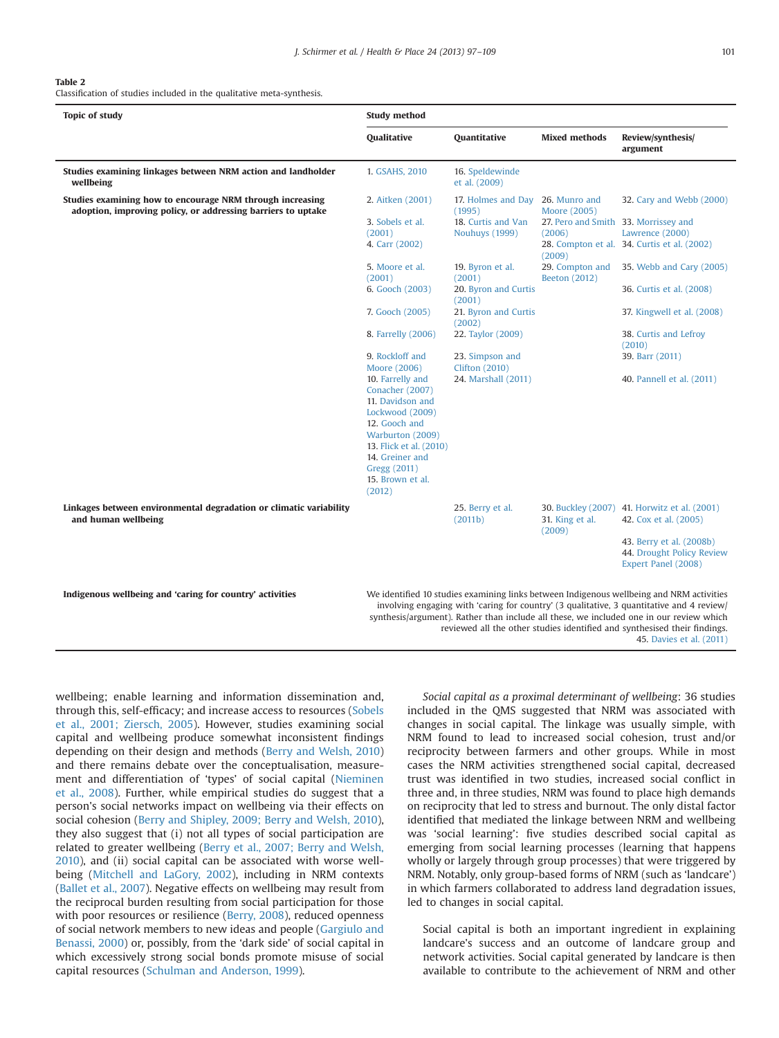**Table 2**
Classification of studies included in the qualitative meta-synthesis.

| Topic of study | Study method | | | |
|---|---|---|---|---|
| | Qualitative | Quantitative | Mixed methods | Review/synthesis/argument |
| **Studies examining linkages between NRM action and landholder wellbeing** | 1. GSAHS, 2010 | 16. Speldewinde et al. (2009) | | |
| **Studies examining how to encourage NRM through increasing adoption, improving policy, or addressing barriers to uptake** | 2. Aitken (2001)<br>3. Sobels et al. (2001)<br>4. Carr (2002)<br>5. Moore et al. (2001)<br>6. Gooch (2003)<br>7. Gooch (2005)<br>8. Farrelly (2006)<br>9. Rockloff and Moore (2006)<br>10. Farrelly and Conacher (2007)<br>11. Davidson and Lockwood (2009)<br>12. Gooch and Warburton (2009)<br>13. Flick et al. (2010)<br>14. Greiner and Gregg (2011)<br>15. Brown et al. (2012) | 17. Holmes and Day (1995)<br>18. Curtis and Van Nouhuys (1999)<br>19. Byron et al. (2001)<br>20. Byron and Curtis (2001)<br>21. Byron and Curtis (2002)<br>22. Taylor (2009)<br>23. Simpson and Clifton (2010)<br>24. Marshall (2011) | 26. Munro and Moore (2005)<br>27. Pero and Smith (2006)<br>28. Compton et al. (2009)<br>29. Compton and Beeton (2012) | 32. Cary and Webb (2000)<br>33. Morrissey and Lawrence (2000)<br>34. Curtis et al. (2002)<br>35. Webb and Cary (2005)<br>36. Curtis et al. (2008)<br>37. Kingwell et al. (2008)<br>38. Curtis and Lefroy (2010)<br>39. Barr (2011)<br>40. Pannell et al. (2011) |
| **Linkages between environmental degradation or climatic variability and human wellbeing** | | 25. Berry et al. (2011b) | 30. Buckley (2007)<br>31. King et al. (2009) | 41. Horwitz et al. (2001)<br>42. Cox et al. (2005)<br>43. Berry et al. (2008b)<br>44. Drought Policy Review Expert Panel (2008) |
| **Indigenous wellbeing and 'caring for country' activities** | We identified 10 studies examining links between Indigenous wellbeing and NRM activities involving engaging with 'caring for country' (3 qualitative, 3 quantitative and 4 review/synthesis/argument). Rather than include all these, we included one in our review which reviewed all the other studies identified and synthesised their findings. 45. Davies et al. (2011) | | | |

wellbeing; enable learning and information dissemination and, through this, self-efficacy; and increase access to resources (Sobels et al., 2001; Ziersch, 2005). However, studies examining social capital and wellbeing produce somewhat inconsistent findings depending on their design and methods (Berry and Welsh, 2010) and there remains debate over the conceptualisation, measurement and differentiation of 'types' of social capital (Nieminen et al., 2008). Further, while empirical studies do suggest that a person's social networks impact on wellbeing via their effects on social cohesion (Berry and Shipley, 2009; Berry and Welsh, 2010), they also suggest that (i) not all types of social participation are related to greater wellbeing (Berry et al., 2007; Berry and Welsh, 2010), and (ii) social capital can be associated with worse wellbeing (Mitchell and LaGory, 2002), including in NRM contexts (Ballet et al., 2007). Negative effects on wellbeing may result from the reciprocal burden resulting from social participation for those with poor resources or resilience (Berry, 2008), reduced openness of social network members to new ideas and people (Gargiulo and Benassi, 2000) or, possibly, from the 'dark side' of social capital in which excessively strong social bonds promote misuse of social capital resources (Schulman and Anderson, 1999).

*Social capital as a proximal determinant of wellbeing*: 36 studies included in the QMS suggested that NRM was associated with changes in social capital. The linkage was usually simple, with NRM found to lead to increased social cohesion, trust and/or reciprocity between farmers and other groups. While in most cases the NRM activities strengthened social capital, decreased trust was identified in two studies, increased social conflict in three and, in three studies, NRM was found to place high demands on reciprocity that led to stress and burnout. The only distal factor identified that mediated the linkage between NRM and wellbeing was 'social learning': five studies described social capital as emerging from social learning processes (learning that happens wholly or largely through group processes) that were triggered by NRM. Notably, only group-based forms of NRM (such as 'landcare') in which farmers collaborated to address land degradation issues, led to changes in social capital.

> Social capital is both an important ingredient in explaining landcare's success and an outcome of landcare group and network activities. Social capital generated by landcare is then available to contribute to the achievement of NRM and other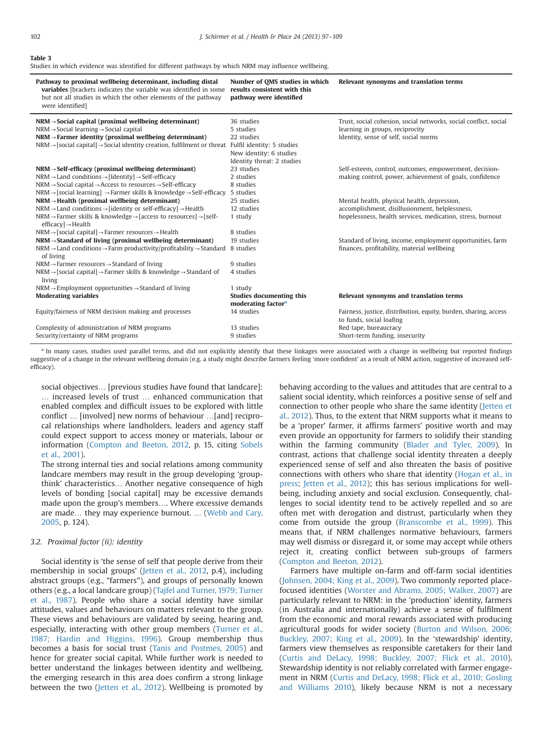**Table 3**
Studies in which evidence was identified for different pathways by which NRM may influence wellbeing.

| Pathway to proximal wellbeing determinant, including distal variables [brackets indicates the variable was identified in some but not all studies in which the other elements of the pathway were identified] | Number of QMS studies in which results consistent with this pathway were identified | Relevant synonyms and translation terms |
|---|---|---|
| **NRM→Social capital (proximal wellbeing determinant)** | 36 studies | Trust, social cohesion, social networks, social conflict, social learning in groups, reciprocity |
| NRM→Social learning→Social capital | 5 studies | |
| **NRM→Farmer identity (proximal wellbeing determinant)** | 22 studies | Identity, sense of self, social norms |
| NRM→[social capital]→Social identity creation, fulfilment or threat | Fulfil identity: 5 studies<br>New identity: 6 studies<br>Identity threat: 2 studies | |
| **NRM→Self-efficacy (proximal wellbeing determinant)** | 23 studies | Self-esteem, control, outcomes, empowerment, decision-making control, power, achievement of goals, confidence |
| NRM→Land conditions→[Identity]→Self-efficacy | 2 studies | |
| NRM→Social capital→Access to resources→Self-efficacy | 8 studies | |
| NRM→[social learning] →Farmer skills & knowledge→Self-efficacy | 5 studies | |
| **NRM→Health (proximal wellbeing determinant)** | 25 studies | Mental health, physical health, depression, accomplishment, disillusionment, helplessness, hopelessness, health services, medication, stress, burnout |
| NRM→Land conditions→[identity or self-efficacy]→Health | 12 studies | |
| NRM→Farmer skills & knowledge→[access to resources]→[self-efficacy]→Health | 1 study | |
| NRM→[social capital]→Farmer resources→Health | 8 studies | |
| **NRM→Standard of living (proximal wellbeing determinant)** | 19 studies | Standard of living, income, employment opportunities, farm finances, profitability, material wellbeing |
| NRM→Land conditions→Farm productivity/profitability→Standard of living | 8 studies | |
| NRM→Farmer resources→Standard of living | 9 studies | |
| NRM→[social capital]→Farmer skills & knowledge→Standard of living | 4 studies | |
| NRM→Employment opportunities→Standard of living | 1 study | |
| **Moderating variables** | **Studies documenting this moderating factor[a]** | **Relevant synonyms and translation terms** |
| Equity/fairness of NRM decision making and processes | 14 studies | Fairness, justice, distribution, equity, burden, sharing, access to funds, social loafing |
| Complexity of administration of NRM programs | 13 studies | Red tape, bureaucracy |
| Security/certainty of NRM programs | 9 studies | Short-term funding, insecurity |

[a] In many cases, studies used parallel terms, and did not explicitly identify that these linkages were associated with a change in wellbeing but reported findings suggestive of a change in the relevant wellbeing domain (e.g. a study might describe farmers feeling 'more confident' as a result of NRM action, suggestive of increased self-efficacy).

social objectives… [previous studies have found that landcare]: … increased levels of trust … enhanced communication that enabled complex and difficult issues to be explored with little conflict … [involved] new norms of behaviour …[and] reciprocal relationships where landholders, leaders and agency staff could expect support to access money or materials, labour or information (Compton and Beeton, 2012, p. 15, citing Sobels et al., 2001).

The strong internal ties and social relations among community landcare members may result in the group developing 'group-think' characteristics… Another negative consequence of high levels of bonding [social capital] may be excessive demands made upon the group's members…. Where excessive demands are made… they may experience burnout. … (Webb and Cary, 2005, p. 124).

### 3.2. Proximal factor (ii): identity

Social identity is 'the sense of self that people derive from their membership in social groups' (Jetten et al., 2012, p.4), including abstract groups (e.g., "farmers"), and groups of personally known others (e.g., a local landcare group) (Tajfel and Turner, 1979; Turner et al., 1987). People who share a social identity have similar attitudes, values and behaviours on matters relevant to the group. These views and behaviours are validated by seeing, hearing and, especially, interacting with other group members (Turner et al., 1987; Hardin and Higgins, 1996). Group membership thus becomes a basis for social trust (Tanis and Postmes, 2005) and hence for greater social capital. While further work is needed to better understand the linkages between identity and wellbeing, the emerging research in this area does confirm a strong linkage between the two (Jetten et al., 2012). Wellbeing is promoted by behaving according to the values and attitudes that are central to a salient social identity, which reinforces a positive sense of self and connection to other people who share the same identity (Jetten et al., 2012). Thus, to the extent that NRM supports what it means to be a 'proper' farmer, it affirms farmers' positive worth and may even provide an opportunity for farmers to solidify their standing within the farming community (Blader and Tyler, 2009). In contrast, actions that challenge social identity threaten a deeply experienced sense of self and also threaten the basis of positive connections with others who share that identity (Hogan et al., in press; Jetten et al., 2012); this has serious implications for wellbeing, including anxiety and social exclusion. Consequently, challenges to social identity tend to be actively repelled and so are often met with derogation and distrust, particularly when they come from outside the group (Branscombe et al., 1999). This means that, if NRM challenges normative behaviours, farmers may well dismiss or disregard it, or some may accept while others reject it, creating conflict between sub-groups of farmers (Compton and Beeton, 2012).

Farmers have multiple on-farm and off-farm social identities (Johnsen, 2004; King et al., 2009). Two commonly reported place-focused identities (Worster and Abrams, 2005; Walker, 2007) are particularly relevant to NRM: in the 'production' identity, farmers (in Australia and internationally) achieve a sense of fulfilment from the economic and moral rewards associated with producing agricultural goods for wider society (Burton and Wilson, 2006; Buckley, 2007; King et al., 2009). In the 'stewardship' identity, farmers view themselves as responsible caretakers for their land (Curtis and DeLacy, 1998; Buckley, 2007; Flick et al., 2010). Stewardship identity is not reliably correlated with farmer engagement in NRM (Curtis and DeLacy, 1998; Flick et al., 2010; Gosling and Williams 2010), likely because NRM is not a necessary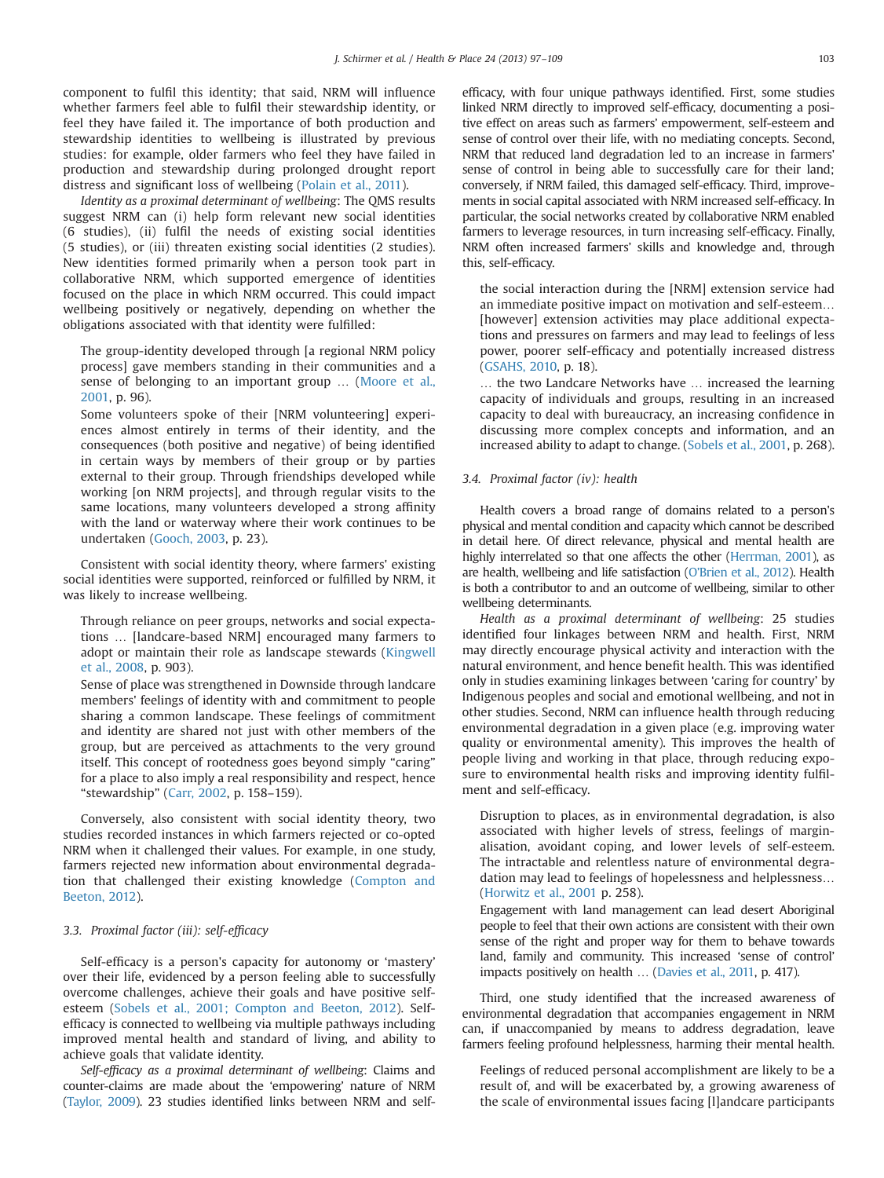component to fulfil this identity; that said, NRM will influence whether farmers feel able to fulfil their stewardship identity, or feel they have failed it. The importance of both production and stewardship identities to wellbeing is illustrated by previous studies: for example, older farmers who feel they have failed in production and stewardship during prolonged drought report distress and significant loss of wellbeing (Polain et al., 2011).

*Identity as a proximal determinant of wellbeing*: The QMS results suggest NRM can (i) help form relevant new social identities (6 studies), (ii) fulfil the needs of existing social identities (5 studies), or (iii) threaten existing social identities (2 studies). New identities formed primarily when a person took part in collaborative NRM, which supported emergence of identities focused on the place in which NRM occurred. This could impact wellbeing positively or negatively, depending on whether the obligations associated with that identity were fulfilled:

> The group-identity developed through [a regional NRM policy process] gave members standing in their communities and a sense of belonging to an important group … (Moore et al., 2001, p. 96).
>
> Some volunteers spoke of their [NRM volunteering] experiences almost entirely in terms of their identity, and the consequences (both positive and negative) of being identified in certain ways by members of their group or by parties external to their group. Through friendships developed while working [on NRM projects], and through regular visits to the same locations, many volunteers developed a strong affinity with the land or waterway where their work continues to be undertaken (Gooch, 2003, p. 23).

Consistent with social identity theory, where farmers' existing social identities were supported, reinforced or fulfilled by NRM, it was likely to increase wellbeing.

> Through reliance on peer groups, networks and social expectations … [landcare-based NRM] encouraged many farmers to adopt or maintain their role as landscape stewards (Kingwell et al., 2008, p. 903).
>
> Sense of place was strengthened in Downside through landcare members' feelings of identity with and commitment to people sharing a common landscape. These feelings of commitment and identity are shared not just with other members of the group, but are perceived as attachments to the very ground itself. This concept of rootedness goes beyond simply "caring" for a place to also imply a real responsibility and respect, hence "stewardship" (Carr, 2002, p. 158–159).

Conversely, also consistent with social identity theory, two studies recorded instances in which farmers rejected or co-opted NRM when it challenged their values. For example, in one study, farmers rejected new information about environmental degradation that challenged their existing knowledge (Compton and Beeton, 2012).

### 3.3. Proximal factor (iii): self-efficacy

Self-efficacy is a person's capacity for autonomy or 'mastery' over their life, evidenced by a person feeling able to successfully overcome challenges, achieve their goals and have positive self-esteem (Sobels et al., 2001; Compton and Beeton, 2012). Self-efficacy is connected to wellbeing via multiple pathways including improved mental health and standard of living, and ability to achieve goals that validate identity.

*Self-efficacy as a proximal determinant of wellbeing*: Claims and counter-claims are made about the 'empowering' nature of NRM (Taylor, 2009). 23 studies identified links between NRM and self-efficacy, with four unique pathways identified. First, some studies linked NRM directly to improved self-efficacy, documenting a positive effect on areas such as farmers' empowerment, self-esteem and sense of control over their life, with no mediating concepts. Second, NRM that reduced land degradation led to an increase in farmers' sense of control in being able to successfully care for their land; conversely, if NRM failed, this damaged self-efficacy. Third, improvements in social capital associated with NRM increased self-efficacy. In particular, the social networks created by collaborative NRM enabled farmers to leverage resources, in turn increasing self-efficacy. Finally, NRM often increased farmers' skills and knowledge and, through this, self-efficacy.

> the social interaction during the [NRM] extension service had an immediate positive impact on motivation and self-esteem… [however] extension activities may place additional expectations and pressures on farmers and may lead to feelings of less power, poorer self-efficacy and potentially increased distress (GSAHS, 2010, p. 18).
>
> … the two Landcare Networks have … increased the learning capacity of individuals and groups, resulting in an increased capacity to deal with bureaucracy, an increasing confidence in discussing more complex concepts and information, and an increased ability to adapt to change. (Sobels et al., 2001, p. 268).

### 3.4. Proximal factor (iv): health

Health covers a broad range of domains related to a person's physical and mental condition and capacity which cannot be described in detail here. Of direct relevance, physical and mental health are highly interrelated so that one affects the other (Herrman, 2001), as are health, wellbeing and life satisfaction (O'Brien et al., 2012). Health is both a contributor to and an outcome of wellbeing, similar to other wellbeing determinants.

*Health as a proximal determinant of wellbeing*: 25 studies identified four linkages between NRM and health. First, NRM may directly encourage physical activity and interaction with the natural environment, and hence benefit health. This was identified only in studies examining linkages between 'caring for country' by Indigenous peoples and social and emotional wellbeing, and not in other studies. Second, NRM can influence health through reducing environmental degradation in a given place (e.g. improving water quality or environmental amenity). This improves the health of people living and working in that place, through reducing exposure to environmental health risks and improving identity fulfilment and self-efficacy.

> Disruption to places, as in environmental degradation, is also associated with higher levels of stress, feelings of marginalisation, avoidant coping, and lower levels of self-esteem. The intractable and relentless nature of environmental degradation may lead to feelings of hopelessness and helplessness… (Horwitz et al., 2001 p. 258).
>
> Engagement with land management can lead desert Aboriginal people to feel that their own actions are consistent with their own sense of the right and proper way for them to behave towards land, family and community. This increased 'sense of control' impacts positively on health … (Davies et al., 2011, p. 417).

Third, one study identified that the increased awareness of environmental degradation that accompanies engagement in NRM can, if unaccompanied by means to address degradation, leave farmers feeling profound helplessness, harming their mental health.

> Feelings of reduced personal accomplishment are likely to be a result of, and will be exacerbated by, a growing awareness of the scale of environmental issues facing [l]andcare participants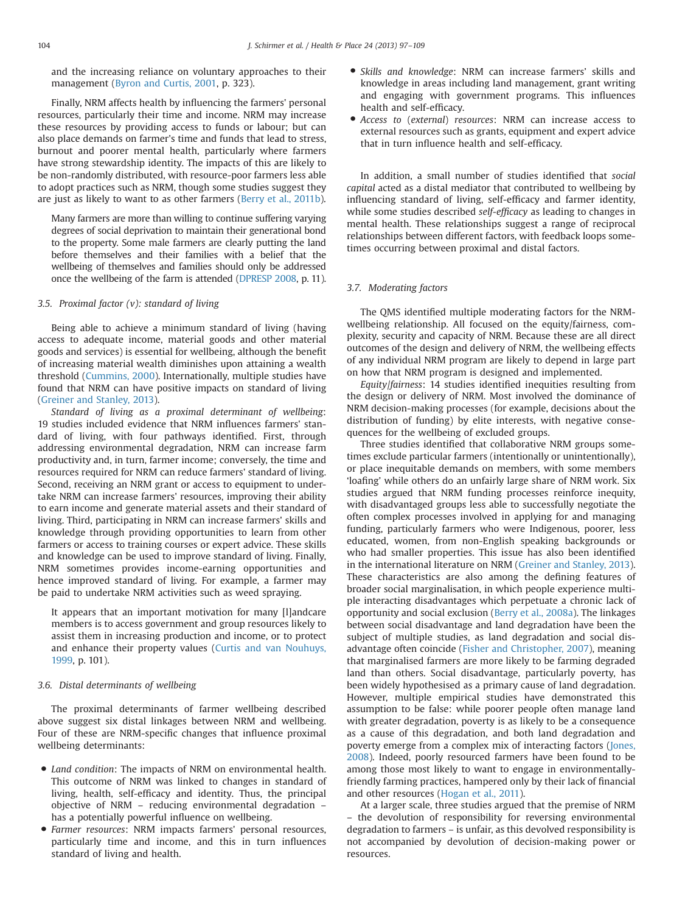and the increasing reliance on voluntary approaches to their management (Byron and Curtis, 2001, p. 323).

Finally, NRM affects health by influencing the farmers' personal resources, particularly their time and income. NRM may increase these resources by providing access to funds or labour; but can also place demands on farmer's time and funds that lead to stress, burnout and poorer mental health, particularly where farmers have strong stewardship identity. The impacts of this are likely to be non-randomly distributed, with resource-poor farmers less able to adopt practices such as NRM, though some studies suggest they are just as likely to want to as other farmers (Berry et al., 2011b).

> Many farmers are more than willing to continue suffering varying degrees of social deprivation to maintain their generational bond to the property. Some male farmers are clearly putting the land before themselves and their families with a belief that the wellbeing of themselves and families should only be addressed once the wellbeing of the farm is attended (DPRESP 2008, p. 11).

### 3.5. Proximal factor (v): standard of living

Being able to achieve a minimum standard of living (having access to adequate income, material goods and other material goods and services) is essential for wellbeing, although the benefit of increasing material wealth diminishes upon attaining a wealth threshold (Cummins, 2000). Internationally, multiple studies have found that NRM can have positive impacts on standard of living (Greiner and Stanley, 2013).

*Standard of living as a proximal determinant of wellbeing*: 19 studies included evidence that NRM influences farmers' standard of living, with four pathways identified. First, through addressing environmental degradation, NRM can increase farm productivity and, in turn, farmer income; conversely, the time and resources required for NRM can reduce farmers' standard of living. Second, receiving an NRM grant or access to equipment to undertake NRM can increase farmers' resources, improving their ability to earn income and generate material assets and their standard of living. Third, participating in NRM can increase farmers' skills and knowledge through providing opportunities to learn from other farmers or access to training courses or expert advice. These skills and knowledge can be used to improve standard of living. Finally, NRM sometimes provides income-earning opportunities and hence improved standard of living. For example, a farmer may be paid to undertake NRM activities such as weed spraying.

> It appears that an important motivation for many [l]andcare members is to access government and group resources likely to assist them in increasing production and income, or to protect and enhance their property values (Curtis and van Nouhuys, 1999, p. 101).

### 3.6. Distal determinants of wellbeing

The proximal determinants of farmer wellbeing described above suggest six distal linkages between NRM and wellbeing. Four of these are NRM-specific changes that influence proximal wellbeing determinants:

- *Land condition*: The impacts of NRM on environmental health. This outcome of NRM was linked to changes in standard of living, health, self-efficacy and identity. Thus, the principal objective of NRM – reducing environmental degradation – has a potentially powerful influence on wellbeing.
- *Farmer resources*: NRM impacts farmers' personal resources, particularly time and income, and this in turn influences standard of living and health.
- *Skills and knowledge*: NRM can increase farmers' skills and knowledge in areas including land management, grant writing and engaging with government programs. This influences health and self-efficacy.
- *Access to (external) resources*: NRM can increase access to external resources such as grants, equipment and expert advice that in turn influence health and self-efficacy.

In addition, a small number of studies identified that *social capital* acted as a distal mediator that contributed to wellbeing by influencing standard of living, self-efficacy and farmer identity, while some studies described *self-efficacy* as leading to changes in mental health. These relationships suggest a range of reciprocal relationships between different factors, with feedback loops sometimes occurring between proximal and distal factors.

### 3.7. Moderating factors

The QMS identified multiple moderating factors for the NRM-wellbeing relationship. All focused on the equity/fairness, complexity, security and capacity of NRM. Because these are all direct outcomes of the design and delivery of NRM, the wellbeing effects of any individual NRM program are likely to depend in large part on how that NRM program is designed and implemented.

*Equity/fairness*: 14 studies identified inequities resulting from the design or delivery of NRM. Most involved the dominance of NRM decision-making processes (for example, decisions about the distribution of funding) by elite interests, with negative consequences for the wellbeing of excluded groups.

Three studies identified that collaborative NRM groups sometimes exclude particular farmers (intentionally or unintentionally), or place inequitable demands on members, with some members 'loafing' while others do an unfairly large share of NRM work. Six studies argued that NRM funding processes reinforce inequity, with disadvantaged groups less able to successfully negotiate the often complex processes involved in applying for and managing funding, particularly farmers who were Indigenous, poorer, less educated, women, from non-English speaking backgrounds or who had smaller properties. This issue has also been identified in the international literature on NRM (Greiner and Stanley, 2013). These characteristics are also among the defining features of broader social marginalisation, in which people experience multiple interacting disadvantages which perpetuate a chronic lack of opportunity and social exclusion (Berry et al., 2008a). The linkages between social disadvantage and land degradation have been the subject of multiple studies, as land degradation and social disadvantage often coincide (Fisher and Christopher, 2007), meaning that marginalised farmers are more likely to be farming degraded land than others. Social disadvantage, particularly poverty, has been widely hypothesised as a primary cause of land degradation. However, multiple empirical studies have demonstrated this assumption to be false: while poorer people often manage land with greater degradation, poverty is as likely to be a consequence as a cause of this degradation, and both land degradation and poverty emerge from a complex mix of interacting factors (Jones, 2008). Indeed, poorly resourced farmers have been found to be among those most likely to want to engage in environmentally-friendly farming practices, hampered only by their lack of financial and other resources (Hogan et al., 2011).

At a larger scale, three studies argued that the premise of NRM – the devolution of responsibility for reversing environmental degradation to farmers – is unfair, as this devolved responsibility is not accompanied by devolution of decision-making power or resources.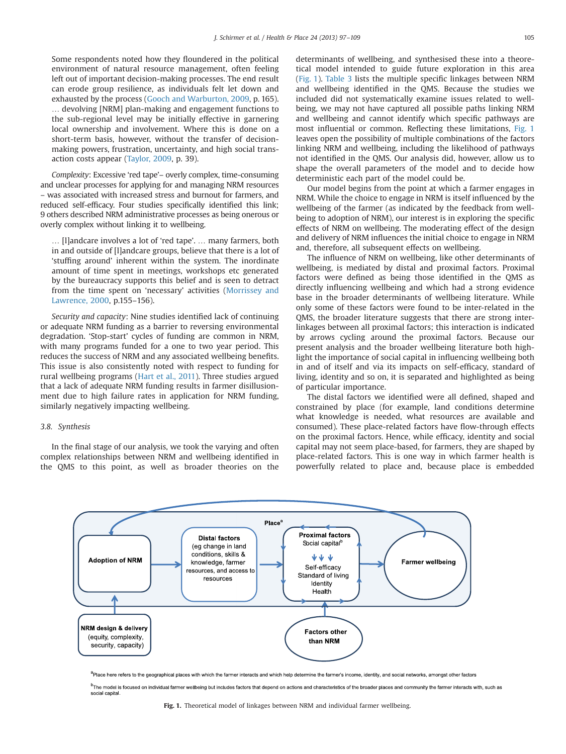Some respondents noted how they floundered in the political environment of natural resource management, often feeling left out of important decision-making processes. The end result can erode group resilience, as individuals felt let down and exhausted by the process (Gooch and Warburton, 2009, p. 165).

… devolving [NRM] plan-making and engagement functions to the sub-regional level may be initially effective in garnering local ownership and involvement. Where this is done on a short-term basis, however, without the transfer of decision-making powers, frustration, uncertainty, and high social transaction costs appear (Taylor, 2009, p. 39).

*Complexity*: Excessive 'red tape'– overly complex, time-consuming and unclear processes for applying for and managing NRM resources – was associated with increased stress and burnout for farmers, and reduced self-efficacy. Four studies specifically identified this link; 9 others described NRM administrative processes as being onerous or overly complex without linking it to wellbeing.

> … [l]andcare involves a lot of 'red tape'. … many farmers, both in and outside of [l]andcare groups, believe that there is a lot of 'stuffing around' inherent within the system. The inordinate amount of time spent in meetings, workshops etc generated by the bureaucracy supports this belief and is seen to detract from the time spent on 'necessary' activities (Morrissey and Lawrence, 2000, p.155–156).

*Security and capacity*: Nine studies identified lack of continuing or adequate NRM funding as a barrier to reversing environmental degradation. 'Stop-start' cycles of funding are common in NRM, with many programs funded for a one to two year period. This reduces the success of NRM and any associated wellbeing benefits. This issue is also consistently noted with respect to funding for rural wellbeing programs (Hart et al., 2011). Three studies argued that a lack of adequate NRM funding results in farmer disillusionment due to high failure rates in application for NRM funding, similarly negatively impacting wellbeing.

### 3.8. Synthesis

In the final stage of our analysis, we took the varying and often complex relationships between NRM and wellbeing identified in the QMS to this point, as well as broader theories on the determinants of wellbeing, and synthesised these into a theoretical model intended to guide future exploration in this area (Fig. 1). Table 3 lists the multiple specific linkages between NRM and wellbeing identified in the QMS. Because the studies we included did not systematically examine issues related to wellbeing, we may not have captured all possible paths linking NRM and wellbeing and cannot identify which specific pathways are most influential or common. Reflecting these limitations, Fig. 1 leaves open the possibility of multiple combinations of the factors linking NRM and wellbeing, including the likelihood of pathways not identified in the QMS. Our analysis did, however, allow us to shape the overall parameters of the model and to decide how deterministic each part of the model could be.

Our model begins from the point at which a farmer engages in NRM. While the choice to engage in NRM is itself influenced by the wellbeing of the farmer (as indicated by the feedback from wellbeing to adoption of NRM), our interest is in exploring the specific effects of NRM on wellbeing. The moderating effect of the design and delivery of NRM influences the initial choice to engage in NRM and, therefore, all subsequent effects on wellbeing.

The influence of NRM on wellbeing, like other determinants of wellbeing, is mediated by distal and proximal factors. Proximal factors were defined as being those identified in the QMS as directly influencing wellbeing and which had a strong evidence base in the broader determinants of wellbeing literature. While only some of these factors were found to be inter-related in the QMS, the broader literature suggests that there are strong interlinkages between all proximal factors; this interaction is indicated by arrows cycling around the proximal factors. Because our present analysis and the broader wellbeing literature both highlight the importance of social capital in influencing wellbeing both in and of itself and via its impacts on self-efficacy, standard of living, identity and so on, it is separated and highlighted as being of particular importance.

The distal factors we identified were all defined, shaped and constrained by place (for example, land conditions determine what knowledge is needed, what resources are available and consumed). These place-related factors have flow-through effects on the proximal factors. Hence, while efficacy, identity and social capital may not seem place-based, for farmers, they are shaped by place-related factors. This is one way in which farmer health is powerfully related to place and, because place is embedded

Place[a]

Adoption of NRM → Distal factors (eg change in land conditions, skills & knowledge, farmer resources, and access to resources) → Proximal factors: Social capital[b] → Self-efficacy, Standard of living, Identity, Health → Farmer wellbeing

NRM design & delivery (equity, complexity, security, capacity)

Factors other than NRM

[a]Place here refers to the geographical places with which the farmer interacts and which help determine the farmer's income, identity, and social networks, amongst other factors

[b]The model is focused on individual farmer wellbeing but includes factors that depend on actions and characteristics of the broader places and community the farmer interacts with, such as social capital.

**Fig. 1.** Theoretical model of linkages between NRM and individual farmer wellbeing.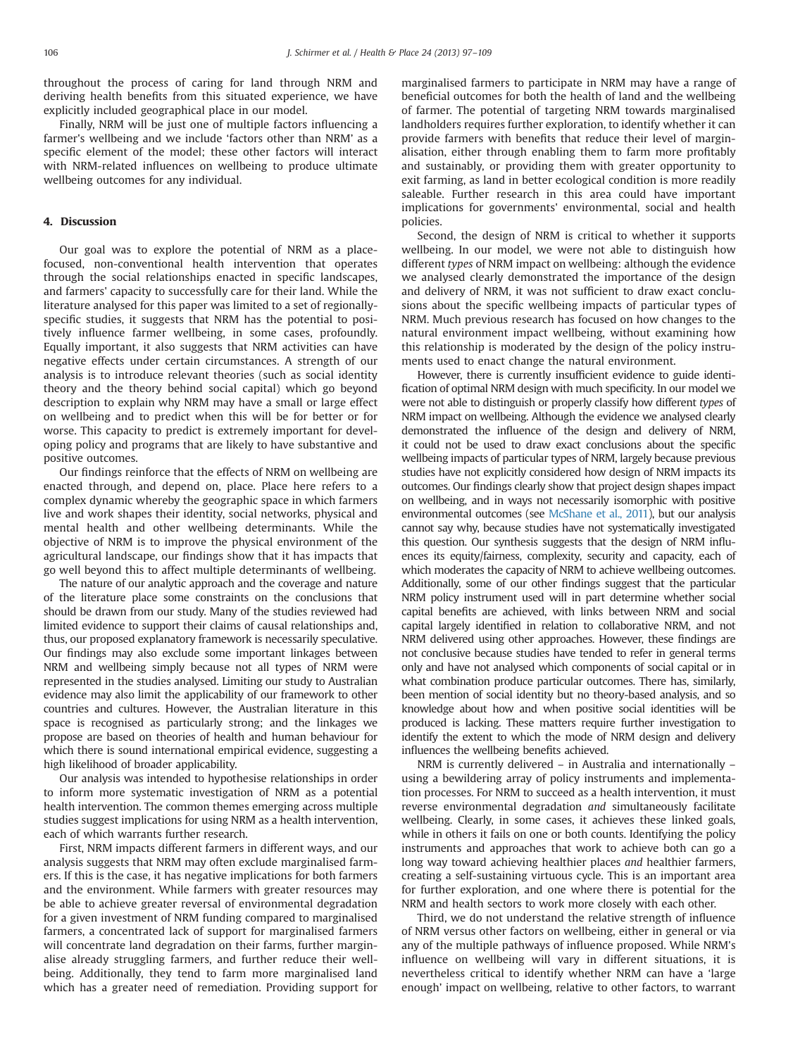throughout the process of caring for land through NRM and deriving health benefits from this situated experience, we have explicitly included geographical place in our model.

Finally, NRM will be just one of multiple factors influencing a farmer's wellbeing and we include 'factors other than NRM' as a specific element of the model; these other factors will interact with NRM-related influences on wellbeing to produce ultimate wellbeing outcomes for any individual.

## 4. Discussion

Our goal was to explore the potential of NRM as a place-focused, non-conventional health intervention that operates through the social relationships enacted in specific landscapes, and farmers' capacity to successfully care for their land. While the literature analysed for this paper was limited to a set of regionally-specific studies, it suggests that NRM has the potential to positively influence farmer wellbeing, in some cases, profoundly. Equally important, it also suggests that NRM activities can have negative effects under certain circumstances. A strength of our analysis is to introduce relevant theories (such as social identity theory and the theory behind social capital) which go beyond description to explain why NRM may have a small or large effect on wellbeing and to predict when this will be for better or for worse. This capacity to predict is extremely important for developing policy and programs that are likely to have substantive and positive outcomes.

Our findings reinforce that the effects of NRM on wellbeing are enacted through, and depend on, place. Place here refers to a complex dynamic whereby the geographic space in which farmers live and work shapes their identity, social networks, physical and mental health and other wellbeing determinants. While the objective of NRM is to improve the physical environment of the agricultural landscape, our findings show that it has impacts that go well beyond this to affect multiple determinants of wellbeing.

The nature of our analytic approach and the coverage and nature of the literature place some constraints on the conclusions that should be drawn from our study. Many of the studies reviewed had limited evidence to support their claims of causal relationships and, thus, our proposed explanatory framework is necessarily speculative. Our findings may also exclude some important linkages between NRM and wellbeing simply because not all types of NRM were represented in the studies analysed. Limiting our study to Australian evidence may also limit the applicability of our framework to other countries and cultures. However, the Australian literature in this space is recognised as particularly strong; and the linkages we propose are based on theories of health and human behaviour for which there is sound international empirical evidence, suggesting a high likelihood of broader applicability.

Our analysis was intended to hypothesise relationships in order to inform more systematic investigation of NRM as a potential health intervention. The common themes emerging across multiple studies suggest implications for using NRM as a health intervention, each of which warrants further research.

First, NRM impacts different farmers in different ways, and our analysis suggests that NRM may often exclude marginalised farmers. If this is the case, it has negative implications for both farmers and the environment. While farmers with greater resources may be able to achieve greater reversal of environmental degradation for a given investment of NRM funding compared to marginalised farmers, a concentrated lack of support for marginalised farmers will concentrate land degradation on their farms, further marginalise already struggling farmers, and further reduce their wellbeing. Additionally, they tend to farm more marginalised land which has a greater need of remediation. Providing support for marginalised farmers to participate in NRM may have a range of beneficial outcomes for both the health of land and the wellbeing of farmer. The potential of targeting NRM towards marginalised landholders requires further exploration, to identify whether it can provide farmers with benefits that reduce their level of marginalisation, either through enabling them to farm more profitably and sustainably, or providing them with greater opportunity to exit farming, as land in better ecological condition is more readily saleable. Further research in this area could have important implications for governments' environmental, social and health policies.

Second, the design of NRM is critical to whether it supports wellbeing. In our model, we were not able to distinguish how different *types* of NRM impact on wellbeing: although the evidence we analysed clearly demonstrated the importance of the design and delivery of NRM, it was not sufficient to draw exact conclusions about the specific wellbeing impacts of particular types of NRM. Much previous research has focused on how changes to the natural environment impact wellbeing, without examining how this relationship is moderated by the design of the policy instruments used to enact change the natural environment.

However, there is currently insufficient evidence to guide identification of optimal NRM design with much specificity. In our model we were not able to distinguish or properly classify how different *types* of NRM impact on wellbeing. Although the evidence we analysed clearly demonstrated the influence of the design and delivery of NRM, it could not be used to draw exact conclusions about the specific wellbeing impacts of particular types of NRM, largely because previous studies have not explicitly considered how design of NRM impacts its outcomes. Our findings clearly show that project design shapes impact on wellbeing, and in ways not necessarily isomorphic with positive environmental outcomes (see McShane et al., 2011), but our analysis cannot say why, because studies have not systematically investigated this question. Our synthesis suggests that the design of NRM influences its equity/fairness, complexity, security and capacity, each of which moderates the capacity of NRM to achieve wellbeing outcomes. Additionally, some of our other findings suggest that the particular NRM policy instrument used will in part determine whether social capital benefits are achieved, with links between NRM and social capital largely identified in relation to collaborative NRM, and not NRM delivered using other approaches. However, these findings are not conclusive because studies have tended to refer in general terms only and have not analysed which components of social capital or in what combination produce particular outcomes. There has, similarly, been mention of social identity but no theory-based analysis, and so knowledge about how and when positive social identities will be produced is lacking. These matters require further investigation to identify the extent to which the mode of NRM design and delivery influences the wellbeing benefits achieved.

NRM is currently delivered – in Australia and internationally – using a bewildering array of policy instruments and implementation processes. For NRM to succeed as a health intervention, it must reverse environmental degradation *and* simultaneously facilitate wellbeing. Clearly, in some cases, it achieves these linked goals, while in others it fails on one or both counts. Identifying the policy instruments and approaches that work to achieve both can go a long way toward achieving healthier places *and* healthier farmers, creating a self-sustaining virtuous cycle. This is an important area for further exploration, and one where there is potential for the NRM and health sectors to work more closely with each other.

Third, we do not understand the relative strength of influence of NRM versus other factors on wellbeing, either in general or via any of the multiple pathways of influence proposed. While NRM's influence on wellbeing will vary in different situations, it is nevertheless critical to identify whether NRM can have a 'large enough' impact on wellbeing, relative to other factors, to warrant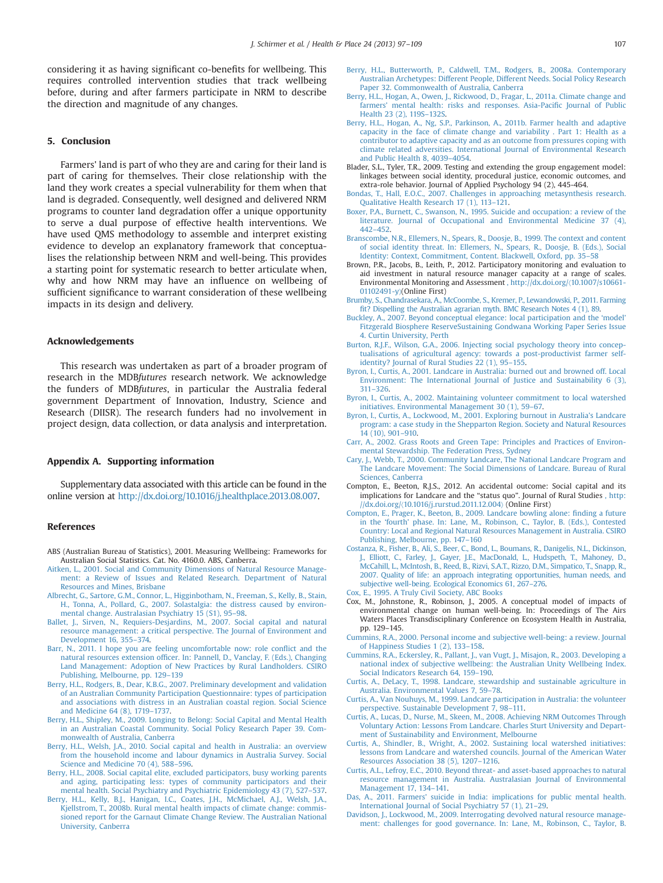considering it as having significant co-benefits for wellbeing. This requires controlled intervention studies that track wellbeing before, during and after farmers participate in NRM to describe the direction and magnitude of any changes.

## 5. Conclusion

Farmers' land is part of who they are and caring for their land is part of caring for themselves. Their close relationship with the land they work creates a special vulnerability for them when that land is degraded. Consequently, well designed and delivered NRM programs to counter land degradation offer a unique opportunity to serve a dual purpose of effective health interventions. We have used QMS methodology to assemble and interpret existing evidence to develop an explanatory framework that conceptualises the relationship between NRM and well-being. This provides a starting point for systematic research to better articulate when, why and how NRM may have an influence on wellbeing of sufficient significance to warrant consideration of these wellbeing impacts in its design and delivery.

## Acknowledgements

This research was undertaken as part of a broader program of research in the MDB*futures* research network. We acknowledge the funders of MDB*futures*, in particular the Australia federal government Department of Innovation, Industry, Science and Research (DIISR). The research funders had no involvement in project design, data collection, or data analysis and interpretation.

## Appendix A. Supporting information

Supplementary data associated with this article can be found in the online version at http://dx.doi.org/10.1016/j.healthplace.2013.08.007.

## References

ABS (Australian Bureau of Statistics), 2001. Measuring Wellbeing: Frameworks for Australian Social Statistics. Cat. No. 4160.0. ABS, Canberra.

Aitken, L., 2001. Social and Community Dimensions of Natural Resource Management: a Review of Issues and Related Research. Department of Natural Resources and Mines, Brisbane

Albrecht, G., Sartore, G.M., Connor, L., Higginbotham, N., Freeman, S., Kelly, B., Stain, H., Tonna, A., Pollard, G., 2007. Solastalgia: the distress caused by environmental change. Australasian Psychiatry 15 (S1), 95–98.

Ballet, J., Sirven, N., Requiers-Desjardins, M., 2007. Social capital and natural resource management: a critical perspective. The Journal of Environment and Development 16, 355–374.

Barr, N., 2011. I hope you are feeling uncomfortable now: role conflict and the natural resources extension officer. In: Pannell, D., Vanclay, F. (Eds.), Changing Land Management: Adoption of New Practices by Rural Landholders. CSIRO Publishing, Melbourne, pp. 129–139

Berry, H.L., Rodgers, B., Dear, K.B.G., 2007. Preliminary development and validation of an Australian Community Participation Questionnaire: types of participation and associations with distress in an Australian coastal region. Social Science and Medicine 64 (8), 1719–1737.

Berry, H.L., Shipley, M., 2009. Longing to Belong: Social Capital and Mental Health in an Australian Coastal Community. Social Policy Research Paper 39. Commonwealth of Australia, Canberra

Berry, H.L., Welsh, J.A., 2010. Social capital and health in Australia: an overview from the household income and labour dynamics in Australia Survey. Social Science and Medicine 70 (4), 588–596.

Berry, H.L., 2008. Social capital elite, excluded participators, busy working parents and aging, participating less: types of community participators and their mental health. Social Psychiatry and Psychiatric Epidemiology 43 (7), 527–537.

Berry, H.L., Kelly, B.J., Hanigan, I.C., Coates, J.H., McMichael, A.J., Welsh, J.A., Kjellstrom, T., 2008b. Rural mental health impacts of climate change: commissioned report for the Garnaut Climate Change Review. The Australian National University, Canberra

Berry, H.L., Butterworth, P., Caldwell, T.M., Rodgers, B., 2008a. Contemporary Australian Archetypes: Different People, Different Needs. Social Policy Research Paper 32. Commonwealth of Australia, Canberra

Berry, H.L., Hogan, A., Owen, J., Rickwood, D., Fragar, L., 2011a. Climate change and farmers' mental health: risks and responses. Asia-Pacific Journal of Public Health 23 (2), 119S–132S.

Berry, H.L., Hogan, A., Ng, S.P., Parkinson, A., 2011b. Farmer health and adaptive capacity in the face of climate change and variability . Part 1: Health as a contributor to adaptive capacity and as an outcome from pressures coping with climate related adversities. International Journal of Environmental Research and Public Health 8, 4039–4054.

Blader, S.L., Tyler, T.R., 2009. Testing and extending the group engagement model: linkages between social identity, procedural justice, economic outcomes, and extra-role behavior. Journal of Applied Psychology 94 (2), 445-464.

Bondas, T., Hall, E.O.C., 2007. Challenges in approaching metasynthesis research. Qualitative Health Research 17 (1), 113–121.

Boxer, P.A., Burnett, C., Swanson, N., 1995. Suicide and occupation: a review of the literature. Journal of Occupational and Environmental Medicine 37 (4), 442–452.

Branscombe, N.R., Ellemers, N., Spears, R., Doosje, B., 1999. The context and content of social identity threat. In: Ellemers, N., Spears, R., Doosje, B. (Eds.), Social Identity: Context, Commitment, Content. Blackwell, Oxford, pp. 35–58

Brown, P.R., Jacobs, B., Leith, P., 2012. Participatory monitoring and evaluation to aid investment in natural resource manager capacity at a range of scales. Environmental Monitoring and Assessment , http://dx.doi.org/〈10.1007/s10661-01102491-y〉(Online First)

Brumby, S., Chandrasekara, A., McCoombe, S., Kremer, P., Lewandowski, P., 2011. Farming fit? Dispelling the Australian agrarian myth. BMC Research Notes 4 (1), 89.

Buckley, A., 2007. Beyond conceptual elegance: local participation and the 'model' Fitzgerald Biosphere ReserveSustaining Gondwana Working Paper Series Issue 4. Curtin University, Perth

Burton, R.J.F., Wilson, G.A., 2006. Injecting social psychology theory into conceptualisations of agricultural agency: towards a post-productivist farmer self-identity? Journal of Rural Studies 22 (1), 95–155.

Byron, I., Curtis, A., 2001. Landcare in Australia: burned out and browned off. Local Environment: The International Journal of Justice and Sustainability 6 (3), 311–326.

Byron, I., Curtis, A., 2002. Maintaining volunteer commitment to local watershed initiatives. Environmental Management 30 (1), 59–67.

Byron, I., Curtis, A., Lockwood, M., 2001. Exploring burnout in Australia's Landcare program: a case study in the Shepparton Region. Society and Natural Resources 14 (10), 901–910.

Carr, A., 2002. Grass Roots and Green Tape: Principles and Practices of Environmental Stewardship. The Federation Press, Sydney

Cary, J., Webb, T., 2000. Community Landcare, The National Landcare Program and The Landcare Movement: The Social Dimensions of Landcare. Bureau of Rural Sciences, Canberra

Compton, E., Beeton, R.J.S., 2012. An accidental outcome: Social capital and its implications for Landcare and the "status quo". Journal of Rural Studies , http://dx.doi.org/〈10.1016/j.rurstud.2011.12.004〉(Online First)

Compton, E., Prager, K., Beeton, B., 2009. Landcare bowling alone: finding a future in the 'fourth' phase. In: Lane, M., Robinson, C., Taylor, B. (Eds.), Contested Country: Local and Regional Natural Resources Management in Australia. CSIRO Publishing, Melbourne, pp. 147–160

Costanza, R., Fisher, B., Ali, S., Beer, C., Bond, L., Boumans, R., Danigelis, N.L., Dickinson, J., Elliott, C., Farley, J., Gayer, J.E., MacDonald, L., Hudspeth, T., Mahoney, D., McCahill, L., McIntosh, B., Reed, B., Rizvi, S.A.T., Rizzo, D.M., Simpatico, T., Snapp, R., 2007. Quality of life: an approach integrating opportunities, human needs, and subjective well-being. Ecological Economics 61, 267–276.

Cox, E., 1995. A Truly Civil Society, ABC Books

Cox, M., Johnstone, R., Robinson, J., 2005. A conceptual model of impacts of environmental change on human well-being. In: Proceedings of The Airs Waters Places Transdisciplinary Conference on Ecosystem Health in Australia, pp. 129–145.

Cummins, R.A., 2000. Personal income and subjective well-being: a review. Journal of Happiness Studies 1 (2), 133–158.

Cummins, R.A., Eckersley, R., Pallant, J., van Vugt, J., Misajon, R., 2003. Developing a national index of subjective wellbeing: the Australian Unity Wellbeing Index. Social Indicators Research 64, 159–190.

Curtis, A., DeLacy, T., 1998. Landcare, stewardship and sustainable agriculture in Australia. Environmental Values 7, 59–78.

Curtis, A., Van Nouhuys, M., 1999. Landcare participation in Australia: the volunteer perspective. Sustainable Development 7, 98–111.

Curtis, A., Lucas, D., Nurse, M., Skeen, M., 2008. Achieving NRM Outcomes Through Voluntary Action: Lessons From Landcare. Charles Sturt University and Department of Sustainability and Environment, Melbourne

Curtis, A., Shindler, B., Wright, A., 2002. Sustaining local watershed initiatives: lessons from Landcare and watershed councils. Journal of the American Water Resources Association 38 (5), 1207–1216.

Curtis, A.L., Lefroy, E.C., 2010. Beyond threat- and asset-based approaches to natural resource management in Australia. Australasian Journal of Environmental Management 17, 134–141.

Das, A., 2011. Farmers' suicide in India: implications for public mental health. International Journal of Social Psychiatry 57 (1), 21–29.

Davidson, J., Lockwood, M., 2009. Interrogating devolved natural resource management: challenges for good governance. In: Lane, M., Robinson, C., Taylor, B.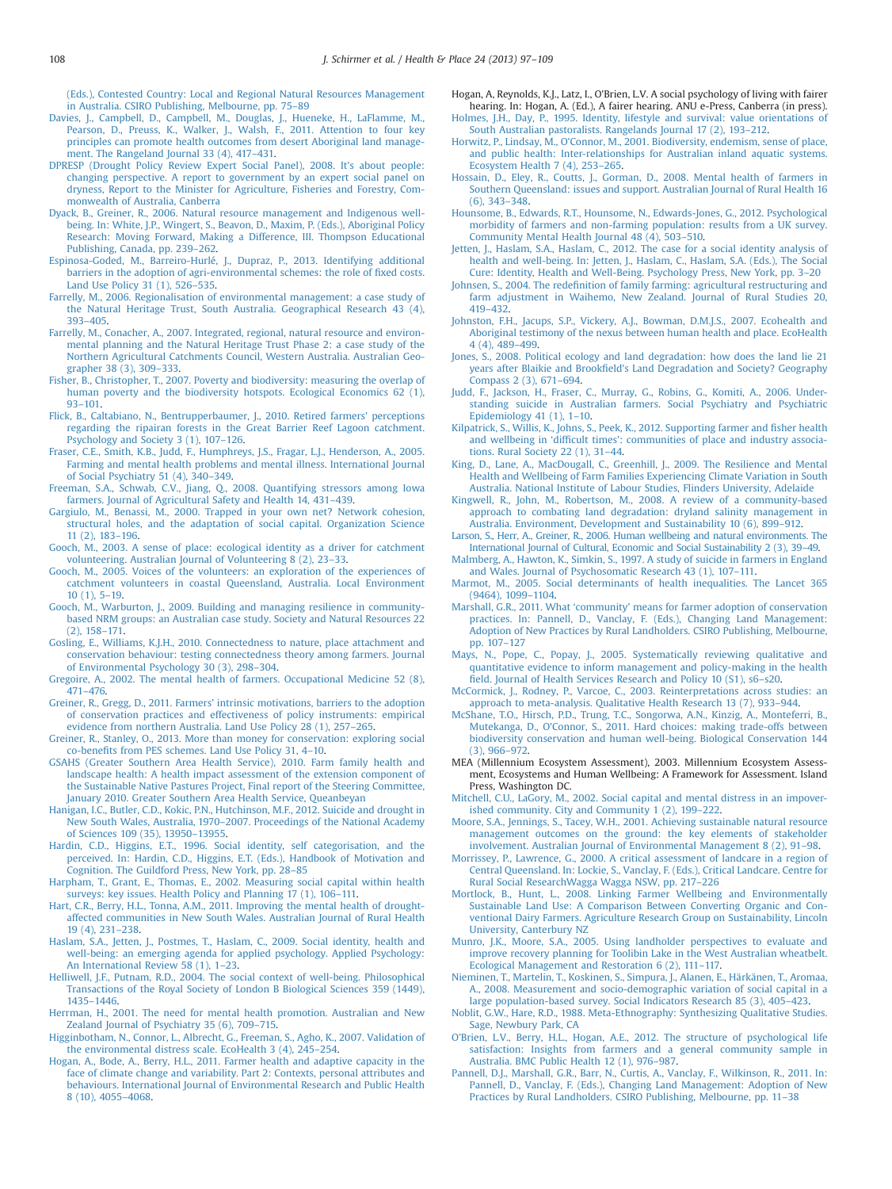(Eds.), Contested Country: Local and Regional Natural Resources Management in Australia. CSIRO Publishing, Melbourne, pp. 75–89

Davies, J., Campbell, D., Campbell, M., Douglas, J., Hueneke, H., LaFlamme, M., Pearson, D., Preuss, K., Walker, J., Walsh, F., 2011. Attention to four key principles can promote health outcomes from desert Aboriginal land management. The Rangeland Journal 33 (4), 417–431.

DPRESP (Drought Policy Review Expert Social Panel), 2008. It's about people: changing perspective. A report to government by an expert social panel on dryness, Report to the Minister for Agriculture, Fisheries and Forestry, Commonwealth of Australia, Canberra

Dyack, B., Greiner, R., 2006. Natural resource management and Indigenous wellbeing. In: White, J.P., Wingert, S., Beavon, D., Maxim, P. (Eds.), Aboriginal Policy Research: Moving Forward, Making a Difference, III. Thompson Educational Publishing, Canada, pp. 239–262.

Espinosa-Goded, M., Barreiro-Hurlé, J., Dupraz, P., 2013. Identifying additional barriers in the adoption of agri-environmental schemes: the role of fixed costs. Land Use Policy 31 (1), 526–535.

Farrelly, M., 2006. Regionalisation of environmental management: a case study of the Natural Heritage Trust, South Australia. Geographical Research 43 (4), 393–405.

Farrelly, M., Conacher, A., 2007. Integrated, regional, natural resource and environmental planning and the Natural Heritage Trust Phase 2: a case study of the Northern Agricultural Catchments Council, Western Australia. Australian Geographer 38 (3), 309–333.

Fisher, B., Christopher, T., 2007. Poverty and biodiversity: measuring the overlap of human poverty and the biodiversity hotspots. Ecological Economics 62 (1), 93–101.

Flick, B., Caltabiano, N., Bentrupperbaumer, J., 2010. Retired farmers' perceptions regarding the ripairan forests in the Great Barrier Reef Lagoon catchment. Psychology and Society 3 (1), 107–126.

Fraser, C.E., Smith, K.B., Judd, F., Humphreys, J.S., Fragar, L.J., Henderson, A., 2005. Farming and mental health problems and mental illness. International Journal of Social Psychiatry 51 (4), 340–349.

Freeman, S.A., Schwab, C.V., Jiang, Q., 2008. Quantifying stressors among Iowa farmers. Journal of Agricultural Safety and Health 14, 431–439.

Gargiulo, M., Benassi, M., 2000. Trapped in your own net? Network cohesion, structural holes, and the adaptation of social capital. Organization Science 11 (2), 183–196.

Gooch, M., 2003. A sense of place: ecological identity as a driver for catchment volunteering. Australian Journal of Volunteering 8 (2), 23–33.

Gooch, M., 2005. Voices of the volunteers: an exploration of the experiences of catchment volunteers in coastal Queensland, Australia. Local Environment 10 (1), 5–19.

Gooch, M., Warburton, J., 2009. Building and managing resilience in community-based NRM groups: an Australian case study. Society and Natural Resources 22 (2), 158–171.

Gosling, E., Williams, K.J.H., 2010. Connectedness to nature, place attachment and conservation behaviour: testing connectedness theory among farmers. Journal of Environmental Psychology 30 (3), 298–304.

Gregoire, A., 2002. The mental health of farmers. Occupational Medicine 52 (8), 471–476.

Greiner, R., Gregg, D., 2011. Farmers' intrinsic motivations, barriers to the adoption of conservation practices and effectiveness of policy instruments: empirical evidence from northern Australia. Land Use Policy 28 (1), 257–265.

Greiner, R., Stanley, O., 2013. More than money for conservation: exploring social co-benefits from PES schemes. Land Use Policy 31, 4–10.

GSAHS (Greater Southern Area Health Service), 2010. Farm family health and landscape health: A health impact assessment of the extension component of the Sustainable Native Pastures Project, Final report of the Steering Committee, January 2010. Greater Southern Area Health Service, Queanbeyan

Hanigan, I.C., Butler, C.D., Kokic, P.N., Hutchinson, M.F., 2012. Suicide and drought in New South Wales, Australia, 1970–2007. Proceedings of the National Academy of Sciences 109 (35), 13950–13955.

Hardin, C.D., Higgins, E.T., 1996. Social identity, self categorisation, and the perceived. In: Hardin, C.D., Higgins, E.T. (Eds.), Handbook of Motivation and Cognition. The Guildford Press, New York, pp. 28–85

Harpham, T., Grant, E., Thomas, E., 2002. Measuring social capital within health surveys: key issues. Health Policy and Planning 17 (1), 106–111.

Hart, C.R., Berry, H.L., Tonna, A.M., 2011. Improving the mental health of drought-affected communities in New South Wales. Australian Journal of Rural Health 19 (4), 231–238.

Haslam, S.A., Jetten, J., Postmes, T., Haslam, C., 2009. Social identity, health and well-being: an emerging agenda for applied psychology. Applied Psychology: An International Review 58 (1), 1–23.

Helliwell, J.F., Putnam, R.D., 2004. The social context of well-being. Philosophical Transactions of the Royal Society of London B Biological Sciences 359 (1449), 1435–1446.

Herrman, H., 2001. The need for mental health promotion. Australian and New Zealand Journal of Psychiatry 35 (6), 709–715.

Higginbotham, N., Connor, L., Albrecht, G., Freeman, S., Agho, K., 2007. Validation of the environmental distress scale. EcoHealth 3 (4), 245–254.

Hogan, A., Bode, A., Berry, H.L., 2011. Farmer health and adaptive capacity in the face of climate change and variability. Part 2: Contexts, personal attributes and behaviours. International Journal of Environmental Research and Public Health 8 (10), 4055–4068.

Hogan, A, Reynolds, K.J., Latz, I., O'Brien, L.V. A social psychology of living with fairer hearing. In: Hogan, A. (Ed.), A fairer hearing. ANU e-Press, Canberra (in press).

Holmes, J.H., Day, P., 1995. Identity, lifestyle and survival: value orientations of South Australian pastoralists. Rangelands Journal 17 (2), 193–212.

Horwitz, P., Lindsay, M., O'Connor, M., 2001. Biodiversity, endemism, sense of place, and public health: inter-relationships for Australian inland aquatic systems. Ecosystem Health 7 (4), 253–265.

Hossain, D., Eley, R., Coutts, J., Gorman, D., 2008. Mental health of farmers in Southern Queensland: issues and support. Australian Journal of Rural Health 16 (6), 343–348.

Hounsome, B., Edwards, R.T., Hounsome, N., Edwards-Jones, G., 2012. Psychological morbidity of farmers and non-farming population: results from a UK survey. Community Mental Health Journal 48 (4), 503–510.

Jetten, J., Haslam, S.A., Haslam, C., 2012. The case for a social identity analysis of health and well-being. In: Jetten, J., Haslam, C., Haslam, S.A. (Eds.), The Social Cure: Identity, Health and Well-Being. Psychology Press, New York, pp. 3–20

Johnsen, S., 2004. The redefinition of family farming: agricultural restructuring and farm adjustment in Waihemo, New Zealand. Journal of Rural Studies 20, 419–432.

Johnston, F.H., Jacups, S.P., Vickery, A.J., Bowman, D.M.J.S., 2007. Ecohealth and Aboriginal testimony of the nexus between human health and place. EcoHealth 4 (4), 489–499.

Jones, S., 2008. Political ecology and land degradation: how does the land lie 21 years after Blaikie and Brookfield's Land Degradation and Society? Geography Compass 2 (3), 671–694.

Judd, F., Jackson, H., Fraser, C., Murray, G., Robins, G., Komiti, A., 2006. Understanding suicide in Australian farmers. Social Psychiatry and Psychiatric Epidemiology 41 (1), 1–10.

Kilpatrick, S., Willis, K., Johns, S., Peek, K., 2012. Supporting farmer and fisher health and wellbeing in 'difficult times': communities of place and industry associations. Rural Society 22 (1), 31–44.

King, D., Lane, A., MacDougall, C., Greenhill, J., 2009. The Resilience and Mental Health and Wellbeing of Farm Families Experiencing Climate Variation in South Australia. National Institute of Labour Studies, Flinders University, Adelaide

Kingwell, R., John, M., Robertson, M., 2008. A review of a community-based approach to combating land degradation: dryland salinity management in Australia. Environment, Development and Sustainability 10 (6), 899–912.

Larson, S., Herr, A., Greiner, R., 2006. Human wellbeing and natural environments. The International Journal of Cultural, Economic and Social Sustainability 2 (3), 39–49.

Malmberg, A., Hawton, K., Simkin, S., 1997. A study of suicide in farmers in England and Wales. Journal of Psychosomatic Research 43 (1), 107–111.

Marmot, M., 2005. Social determinants of health inequalities. The Lancet 365 (9464), 1099–1104.

Marshall, G.R., 2011. What 'community' means for farmer adoption of conservation practices. In: Pannell, D., Vanclay, F. (Eds.), Changing Land Management: Adoption of New Practices by Rural Landholders. CSIRO Publishing, Melbourne, pp. 107–127

Mays, N., Pope, C., Popay, J., 2005. Systematically reviewing qualitative and quantitative evidence to inform management and policy-making in the health field. Journal of Health Services Research and Policy 10 (S1), s6–s20.

McCormick, J., Rodney, P., Varcoe, C., 2003. Reinterpretations across studies: an approach to meta-analysis. Qualitative Health Research 13 (7), 933–944.

McShane, T.O., Hirsch, P.D., Trung, T.C., Songorwa, A.N., Kinzig, A., Monteferri, B., Mutekanga, D., O'Connor, S., 2011. Hard choices: making trade-offs between biodiversity conservation and human well-being. Biological Conservation 144 (3), 966–972.

MEA (Millennium Ecosystem Assessment), 2003. Millennium Ecosystem Assessment, Ecosystems and Human Wellbeing: A Framework for Assessment. Island Press, Washington DC.

Mitchell, C.U., LaGory, M., 2002. Social capital and mental distress in an impoverished community. City and Community 1 (2), 199–222.

Moore, S.A., Jennings, S., Tacey, W.H., 2001. Achieving sustainable natural resource management outcomes on the ground: the key elements of stakeholder involvement. Australian Journal of Environmental Management 8 (2), 91–98.

Morrissey, P., Lawrence, G., 2000. A critical assessment of landcare in a region of Central Queensland. In: Lockie, S., Vanclay, F. (Eds.), Critical Landcare. Centre for Rural Social ResearchWagga Wagga NSW, pp. 217–226

Mortlock, B., Hunt, L., 2008. Linking Farmer Wellbeing and Environmentally Sustainable Land Use: A Comparison Between Converting Organic and Conventional Dairy Farmers. Agriculture Research Group on Sustainability, Lincoln University, Canterbury NZ

Munro, J.K., Moore, S.A., 2005. Using landholder perspectives to evaluate and improve recovery planning for Toolibin Lake in the West Australian wheatbelt. Ecological Management and Restoration 6 (2), 111–117.

Nieminen, T., Martelin, T., Koskinen, S., Simpura, J., Alanen, E., Härkänen, T., Aromaa, A., 2008. Measurement and socio-demographic variation of social capital in a large population-based survey. Social Indicators Research 85 (3), 405–423.

Noblit, G.W., Hare, R.D., 1988. Meta-Ethnography: Synthesizing Qualitative Studies. Sage, Newbury Park, CA

O'Brien, L.V., Berry, H.L., Hogan, A.E., 2012. The structure of psychological life satisfaction: Insights from farmers and a general community sample in Australia. BMC Public Health 12 (1), 976–987.

Pannell, D.J., Marshall, G.R., Barr, N., Curtis, A., Vanclay, F., Wilkinson, R., 2011. In: Pannell, D., Vanclay, F. (Eds.), Changing Land Management: Adoption of New Practices by Rural Landholders. CSIRO Publishing, Melbourne, pp. 11–38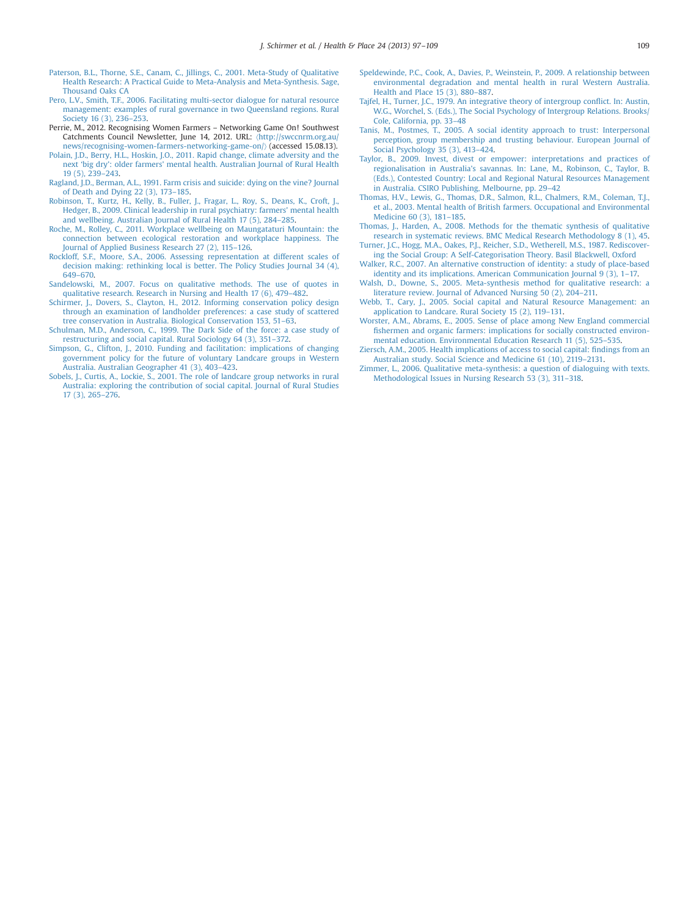Paterson, B.L., Thorne, S.E., Canam, C., Jillings, C., 2001. Meta-Study of Qualitative Health Research: A Practical Guide to Meta-Analysis and Meta-Synthesis. Sage, Thousand Oaks CA

Pero, L.V., Smith, T.F., 2006. Facilitating multi-sector dialogue for natural resource management: examples of rural governance in two Queensland regions. Rural Society 16 (3), 236–253.

Perrie, M., 2012. Recognising Women Farmers – Networking Game On! Southwest Catchments Council Newsletter, June 14, 2012. URL: 〈http://swccnrm.org.au/news/recognising-women-farmers-networking-game-on/〉 (accessed 15.08.13).

Polain, J.D., Berry, H.L., Hoskin, J.O., 2011. Rapid change, climate adversity and the next 'big dry': older farmers' mental health. Australian Journal of Rural Health 19 (5), 239–243.

Ragland, J.D., Berman, A.L., 1991. Farm crisis and suicide: dying on the vine? Journal of Death and Dying 22 (3), 173–185.

Robinson, T., Kurtz, H., Kelly, B., Fuller, J., Fragar, L., Roy, S., Deans, K., Croft, J., Hedger, B., 2009. Clinical leadership in rural psychiatry: farmers' mental health and wellbeing. Australian Journal of Rural Health 17 (5), 284–285.

Roche, M., Rolley, C., 2011. Workplace wellbeing on Maungatauri Mountain: the connection between ecological restoration and workplace happiness. The Journal of Applied Business Research 27 (2), 115–126.

Rockloff, S.F., Moore, S.A., 2006. Assessing representation at different scales of decision making: rethinking local is better. The Policy Studies Journal 34 (4), 649–670.

Sandelowski, M., 2007. Focus on qualitative methods. The use of quotes in qualitative research. Research in Nursing and Health 17 (6), 479–482.

Schirmer, J., Dovers, S., Clayton, H., 2012. Informing conservation policy design through an examination of landholder preferences: a case study of scattered tree conservation in Australia. Biological Conservation 153, 51–63.

Schulman, M.D., Anderson, C., 1999. The Dark Side of the force: a case study of restructuring and social capital. Rural Sociology 64 (3), 351–372.

Simpson, G., Clifton, J., 2010. Funding and facilitation: implications of changing government policy for the future of voluntary Landcare groups in Western Australia. Australian Geographer 41 (3), 403–423.

Sobels, J., Curtis, A., Lockie, S., 2001. The role of landcare group networks in rural Australia: exploring the contribution of social capital. Journal of Rural Studies 17 (3), 265–276.

Speldewinde, P.C., Cook, A., Davies, P., Weinstein, P., 2009. A relationship between environmental degradation and mental health in rural Western Australia. Health and Place 15 (3), 880–887.

Tajfel, H., Turner, J.C., 1979. An integrative theory of intergroup conflict. In: Austin, W.G., Worchel, S. (Eds.), The Social Psychology of Intergroup Relations. Brooks/Cole, California, pp. 33–48

Tanis, M., Postmes, T., 2005. A social identity approach to trust: Interpersonal perception, group membership and trusting behaviour. European Journal of Social Psychology 35 (3), 413–424.

Taylor, B., 2009. Invest, divest or empower: interpretations and practices of regionalisation in Australia's savannas. In: Lane, M., Robinson, C., Taylor, B. (Eds.), Contested Country: Local and Regional Natural Resources Management in Australia. CSIRO Publishing, Melbourne, pp. 29–42

Thomas, H.V., Lewis, G., Thomas, D.R., Salmon, R.L., Chalmers, R.M., Coleman, T.J., et al., 2003. Mental health of British farmers. Occupational and Environmental Medicine 60 (3), 181–185.

Thomas, J., Harden, A., 2008. Methods for the thematic synthesis of qualitative research in systematic reviews. BMC Medical Research Methodology 8 (1), 45.

Turner, J.C., Hogg, M.A., Oakes, P.J., Reicher, S.D., Wetherell, M.S., 1987. Rediscovering the Social Group: A Self-Categorisation Theory. Basil Blackwell, Oxford

Walker, R.C., 2007. An alternative construction of identity: a study of place-based identity and its implications. American Communication Journal 9 (3), 1–17.

Walsh, D., Downe, S., 2005. Meta-synthesis method for qualitative research: a literature review. Journal of Advanced Nursing 50 (2), 204–211.

Webb, T., Cary, J., 2005. Social capital and Natural Resource Management: an application to Landcare. Rural Society 15 (2), 119–131.

Worster, A.M., Abrams, E., 2005. Sense of place among New England commercial fishermen and organic farmers: implications for socially constructed environmental education. Environmental Education Research 11 (5), 525–535.

Ziersch, A.M., 2005. Health implications of access to social capital: findings from an Australian study. Social Science and Medicine 61 (10), 2119–2131.

Zimmer, L., 2006. Qualitative meta-synthesis: a question of dialoguing with texts. Methodological Issues in Nursing Research 53 (3), 311–318.